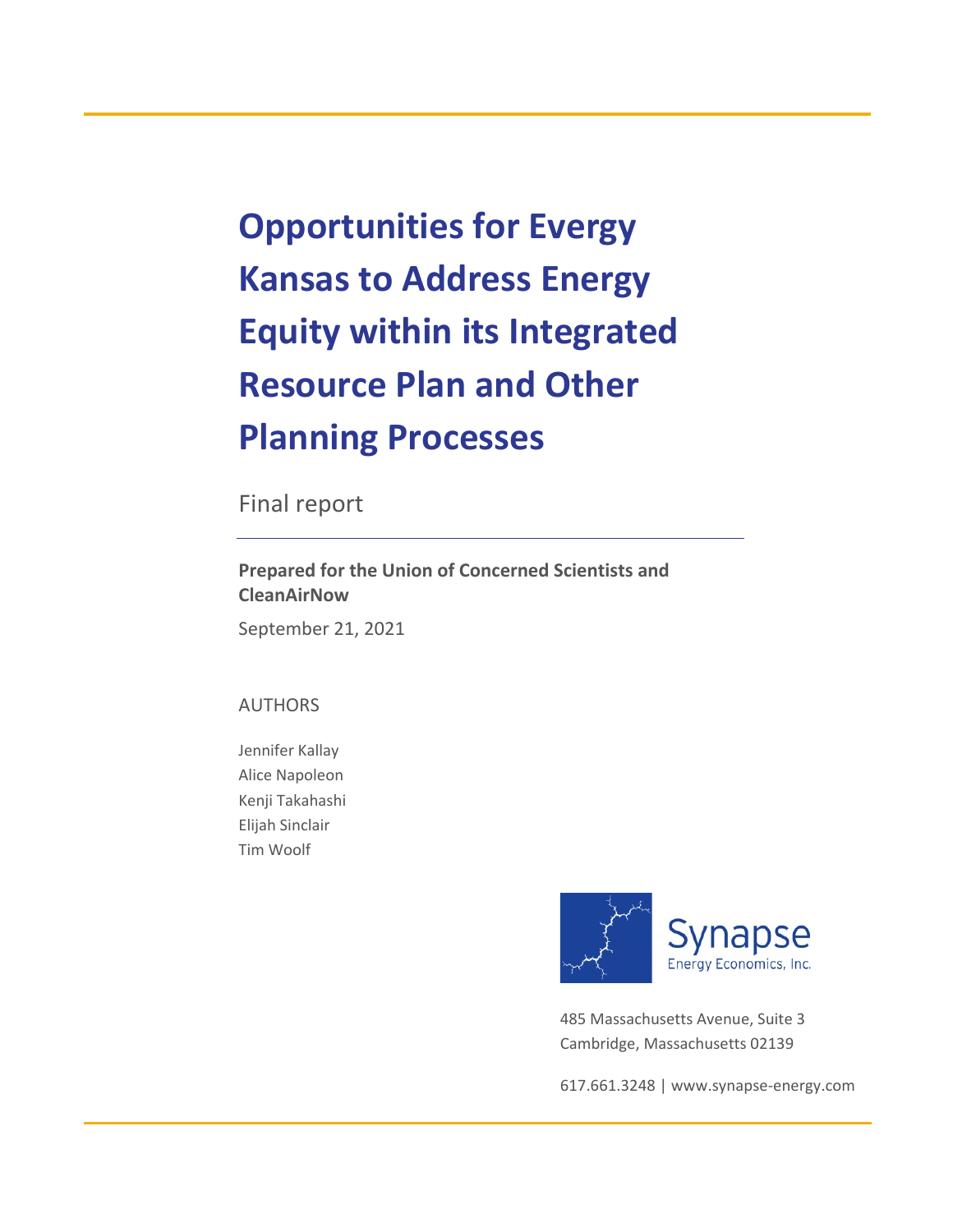# Opportunities for Evergy Kansas to Address Energy Equity within its Integrated Resource Plan and Other Planning Processes

Final report

**Prepared for the Union of Concerned Scientists and CleanAirNow**

September 21, 2021

AUTHORS

Jennifer Kallay
Alice Napoleon
Kenji Takahashi
Elijah Sinclair
Tim Woolf

Synapse Energy Economics, Inc.

485 Massachusetts Avenue, Suite 3
Cambridge, Massachusetts 02139

617.661.3248 | www.synapse-energy.com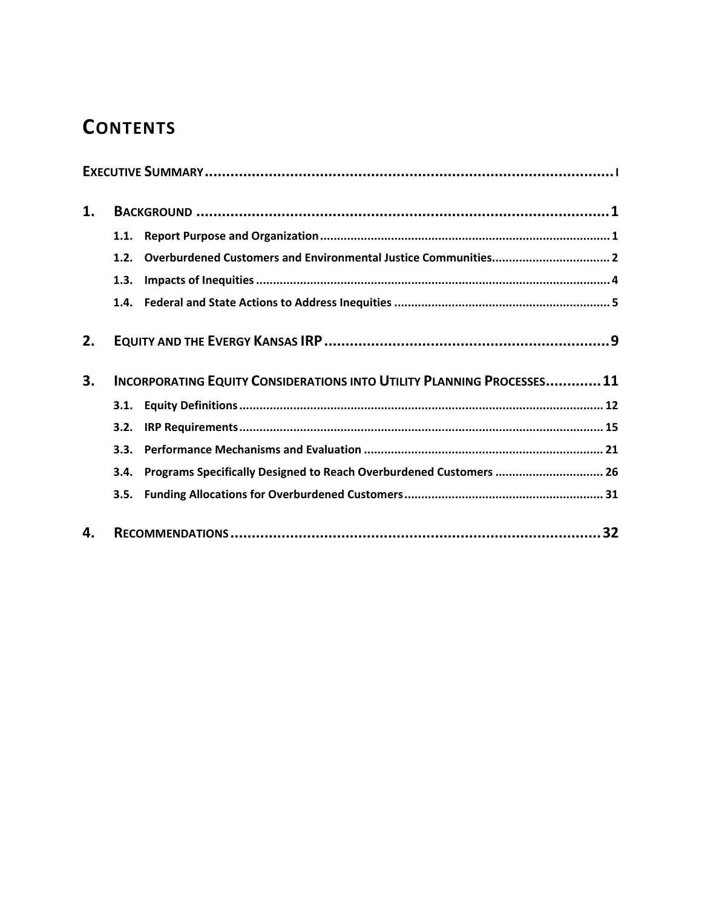# CONTENTS

**EXECUTIVE SUMMARY** .................................................................................................... I

**1. BACKGROUND** .................................................................................................... 1

- **1.1. Report Purpose and Organization** .................................................................................... 1
- **1.2. Overburdened Customers and Environmental Justice Communities** .................................... 2
- **1.3. Impacts of Inequities** .................................................................................................... 4
- **1.4. Federal and State Actions to Address Inequities** ............................................................ 5

**2. EQUITY AND THE EVERGY KANSAS IRP** .................................................................. 9

**3. INCORPORATING EQUITY CONSIDERATIONS INTO UTILITY PLANNING PROCESSES** ............ 11

- **3.1. Equity Definitions** .................................................................................................... 12
- **3.2. IRP Requirements** .................................................................................................... 15
- **3.3. Performance Mechanisms and Evaluation** .................................................................... 21
- **3.4. Programs Specifically Designed to Reach Overburdened Customers** .................................. 26
- **3.5. Funding Allocations for Overburdened Customers** .......................................................... 31

**4. RECOMMENDATIONS** .................................................................................................... 32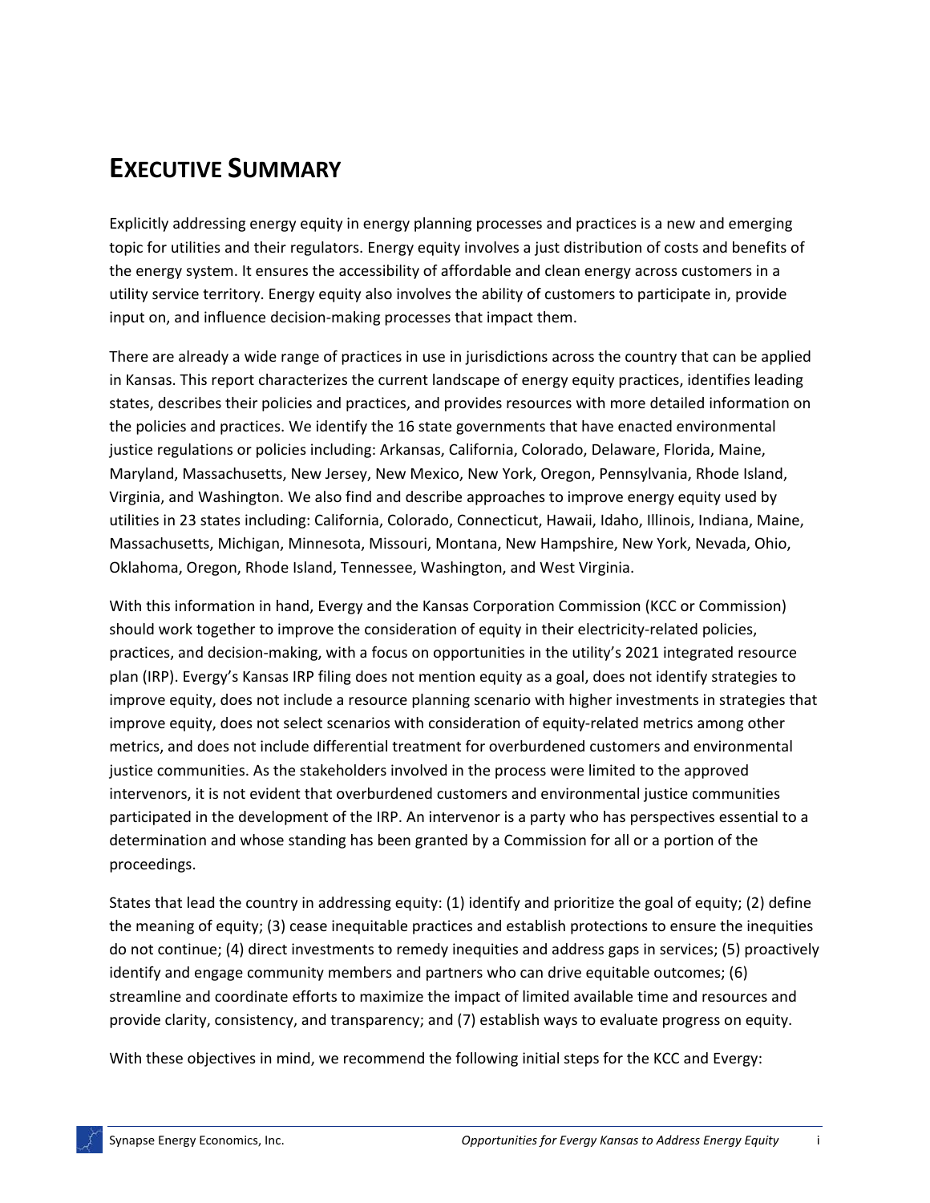# EXECUTIVE SUMMARY

Explicitly addressing energy equity in energy planning processes and practices is a new and emerging topic for utilities and their regulators. Energy equity involves a just distribution of costs and benefits of the energy system. It ensures the accessibility of affordable and clean energy across customers in a utility service territory. Energy equity also involves the ability of customers to participate in, provide input on, and influence decision-making processes that impact them.

There are already a wide range of practices in use in jurisdictions across the country that can be applied in Kansas. This report characterizes the current landscape of energy equity practices, identifies leading states, describes their policies and practices, and provides resources with more detailed information on the policies and practices. We identify the 16 state governments that have enacted environmental justice regulations or policies including: Arkansas, California, Colorado, Delaware, Florida, Maine, Maryland, Massachusetts, New Jersey, New Mexico, New York, Oregon, Pennsylvania, Rhode Island, Virginia, and Washington. We also find and describe approaches to improve energy equity used by utilities in 23 states including: California, Colorado, Connecticut, Hawaii, Idaho, Illinois, Indiana, Maine, Massachusetts, Michigan, Minnesota, Missouri, Montana, New Hampshire, New York, Nevada, Ohio, Oklahoma, Oregon, Rhode Island, Tennessee, Washington, and West Virginia.

With this information in hand, Evergy and the Kansas Corporation Commission (KCC or Commission) should work together to improve the consideration of equity in their electricity-related policies, practices, and decision-making, with a focus on opportunities in the utility's 2021 integrated resource plan (IRP). Evergy's Kansas IRP filing does not mention equity as a goal, does not identify strategies to improve equity, does not include a resource planning scenario with higher investments in strategies that improve equity, does not select scenarios with consideration of equity-related metrics among other metrics, and does not include differential treatment for overburdened customers and environmental justice communities. As the stakeholders involved in the process were limited to the approved intervenors, it is not evident that overburdened customers and environmental justice communities participated in the development of the IRP. An intervenor is a party who has perspectives essential to a determination and whose standing has been granted by a Commission for all or a portion of the proceedings.

States that lead the country in addressing equity: (1) identify and prioritize the goal of equity; (2) define the meaning of equity; (3) cease inequitable practices and establish protections to ensure the inequities do not continue; (4) direct investments to remedy inequities and address gaps in services; (5) proactively identify and engage community members and partners who can drive equitable outcomes; (6) streamline and coordinate efforts to maximize the impact of limited available time and resources and provide clarity, consistency, and transparency; and (7) establish ways to evaluate progress on equity.

With these objectives in mind, we recommend the following initial steps for the KCC and Evergy: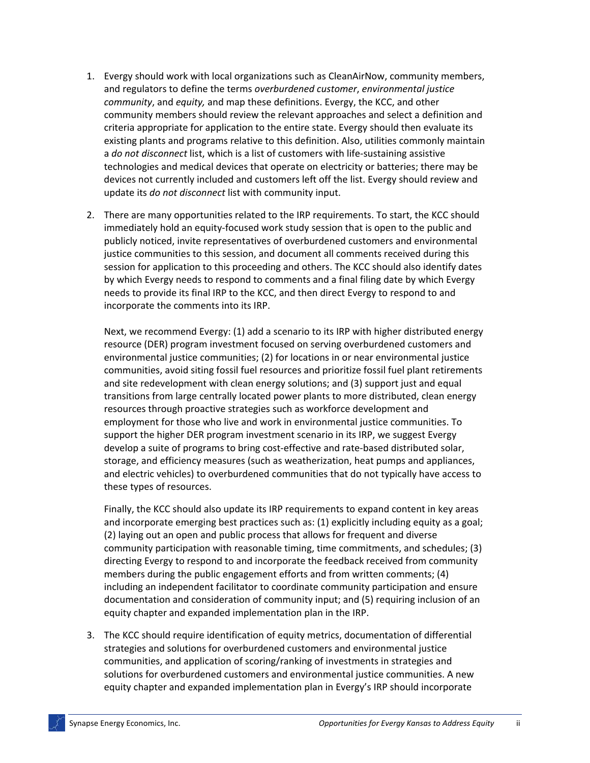1. Evergy should work with local organizations such as CleanAirNow, community members, and regulators to define the terms *overburdened customer*, *environmental justice community*, and *equity,* and map these definitions. Evergy, the KCC, and other community members should review the relevant approaches and select a definition and criteria appropriate for application to the entire state. Evergy should then evaluate its existing plants and programs relative to this definition. Also, utilities commonly maintain a *do not disconnect* list, which is a list of customers with life-sustaining assistive technologies and medical devices that operate on electricity or batteries; there may be devices not currently included and customers left off the list. Evergy should review and update its *do not disconnect* list with community input.

2. There are many opportunities related to the IRP requirements. To start, the KCC should immediately hold an equity-focused work study session that is open to the public and publicly noticed, invite representatives of overburdened customers and environmental justice communities to this session, and document all comments received during this session for application to this proceeding and others. The KCC should also identify dates by which Evergy needs to respond to comments and a final filing date by which Evergy needs to provide its final IRP to the KCC, and then direct Evergy to respond to and incorporate the comments into its IRP.

   Next, we recommend Evergy: (1) add a scenario to its IRP with higher distributed energy resource (DER) program investment focused on serving overburdened customers and environmental justice communities; (2) for locations in or near environmental justice communities, avoid siting fossil fuel resources and prioritize fossil fuel plant retirements and site redevelopment with clean energy solutions; and (3) support just and equal transitions from large centrally located power plants to more distributed, clean energy resources through proactive strategies such as workforce development and employment for those who live and work in environmental justice communities. To support the higher DER program investment scenario in its IRP, we suggest Evergy develop a suite of programs to bring cost-effective and rate-based distributed solar, storage, and efficiency measures (such as weatherization, heat pumps and appliances, and electric vehicles) to overburdened communities that do not typically have access to these types of resources.

   Finally, the KCC should also update its IRP requirements to expand content in key areas and incorporate emerging best practices such as: (1) explicitly including equity as a goal; (2) laying out an open and public process that allows for frequent and diverse community participation with reasonable timing, time commitments, and schedules; (3) directing Evergy to respond to and incorporate the feedback received from community members during the public engagement efforts and from written comments; (4) including an independent facilitator to coordinate community participation and ensure documentation and consideration of community input; and (5) requiring inclusion of an equity chapter and expanded implementation plan in the IRP.

3. The KCC should require identification of equity metrics, documentation of differential strategies and solutions for overburdened customers and environmental justice communities, and application of scoring/ranking of investments in strategies and solutions for overburdened customers and environmental justice communities. A new equity chapter and expanded implementation plan in Evergy's IRP should incorporate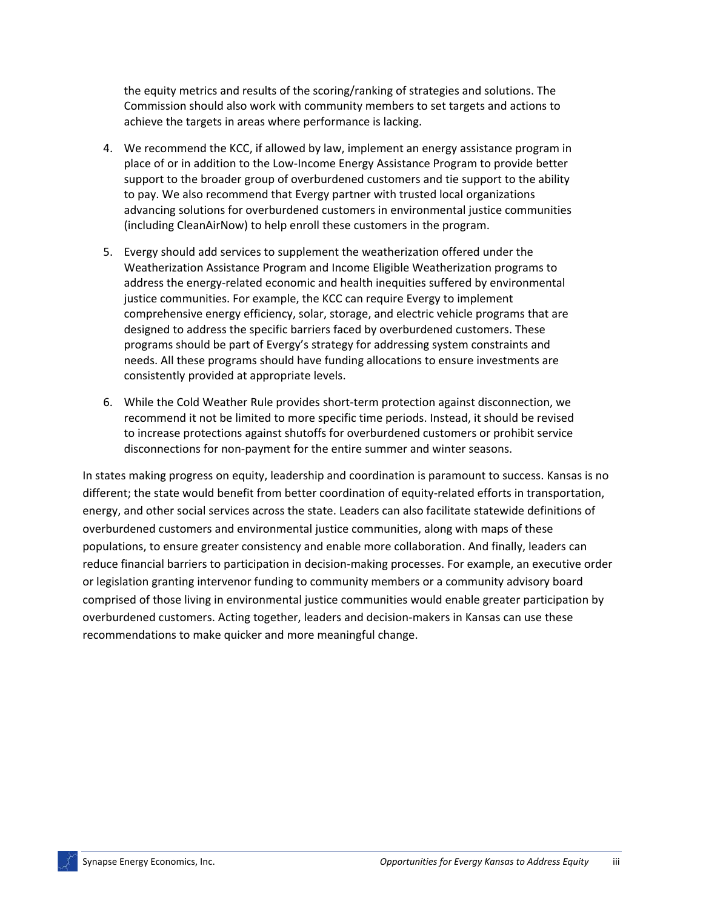the equity metrics and results of the scoring/ranking of strategies and solutions. The Commission should also work with community members to set targets and actions to achieve the targets in areas where performance is lacking.

4. We recommend the KCC, if allowed by law, implement an energy assistance program in place of or in addition to the Low-Income Energy Assistance Program to provide better support to the broader group of overburdened customers and tie support to the ability to pay. We also recommend that Evergy partner with trusted local organizations advancing solutions for overburdened customers in environmental justice communities (including CleanAirNow) to help enroll these customers in the program.

5. Evergy should add services to supplement the weatherization offered under the Weatherization Assistance Program and Income Eligible Weatherization programs to address the energy-related economic and health inequities suffered by environmental justice communities. For example, the KCC can require Evergy to implement comprehensive energy efficiency, solar, storage, and electric vehicle programs that are designed to address the specific barriers faced by overburdened customers. These programs should be part of Evergy's strategy for addressing system constraints and needs. All these programs should have funding allocations to ensure investments are consistently provided at appropriate levels.

6. While the Cold Weather Rule provides short-term protection against disconnection, we recommend it not be limited to more specific time periods. Instead, it should be revised to increase protections against shutoffs for overburdened customers or prohibit service disconnections for non-payment for the entire summer and winter seasons.

In states making progress on equity, leadership and coordination is paramount to success. Kansas is no different; the state would benefit from better coordination of equity-related efforts in transportation, energy, and other social services across the state. Leaders can also facilitate statewide definitions of overburdened customers and environmental justice communities, along with maps of these populations, to ensure greater consistency and enable more collaboration. And finally, leaders can reduce financial barriers to participation in decision-making processes. For example, an executive order or legislation granting intervenor funding to community members or a community advisory board comprised of those living in environmental justice communities would enable greater participation by overburdened customers. Acting together, leaders and decision-makers in Kansas can use these recommendations to make quicker and more meaningful change.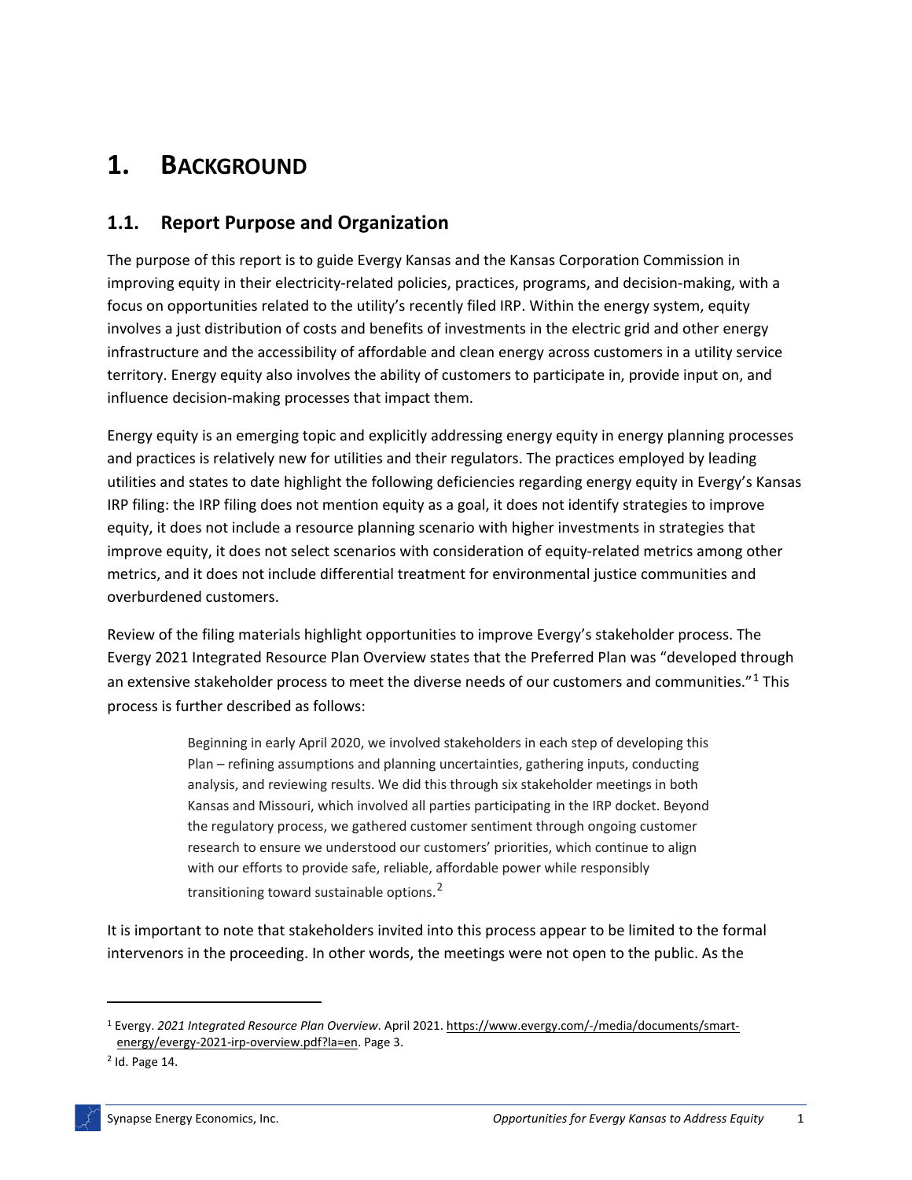# 1. BACKGROUND

## 1.1. Report Purpose and Organization

The purpose of this report is to guide Evergy Kansas and the Kansas Corporation Commission in improving equity in their electricity-related policies, practices, programs, and decision-making, with a focus on opportunities related to the utility's recently filed IRP. Within the energy system, equity involves a just distribution of costs and benefits of investments in the electric grid and other energy infrastructure and the accessibility of affordable and clean energy across customers in a utility service territory. Energy equity also involves the ability of customers to participate in, provide input on, and influence decision-making processes that impact them.

Energy equity is an emerging topic and explicitly addressing energy equity in energy planning processes and practices is relatively new for utilities and their regulators. The practices employed by leading utilities and states to date highlight the following deficiencies regarding energy equity in Evergy's Kansas IRP filing: the IRP filing does not mention equity as a goal, it does not identify strategies to improve equity, it does not include a resource planning scenario with higher investments in strategies that improve equity, it does not select scenarios with consideration of equity-related metrics among other metrics, and it does not include differential treatment for environmental justice communities and overburdened customers.

Review of the filing materials highlight opportunities to improve Evergy's stakeholder process. The Evergy 2021 Integrated Resource Plan Overview states that the Preferred Plan was "developed through an extensive stakeholder process to meet the diverse needs of our customers and communities."[1] This process is further described as follows:

> Beginning in early April 2020, we involved stakeholders in each step of developing this Plan – refining assumptions and planning uncertainties, gathering inputs, conducting analysis, and reviewing results. We did this through six stakeholder meetings in both Kansas and Missouri, which involved all parties participating in the IRP docket. Beyond the regulatory process, we gathered customer sentiment through ongoing customer research to ensure we understood our customers' priorities, which continue to align with our efforts to provide safe, reliable, affordable power while responsibly transitioning toward sustainable options.[2]

It is important to note that stakeholders invited into this process appear to be limited to the formal intervenors in the proceeding. In other words, the meetings were not open to the public. As the

[1] Evergy. *2021 Integrated Resource Plan Overview*. April 2021. https://www.evergy.com/-/media/documents/smart-energy/evergy-2021-irp-overview.pdf?la=en. Page 3.

[2] Id. Page 14.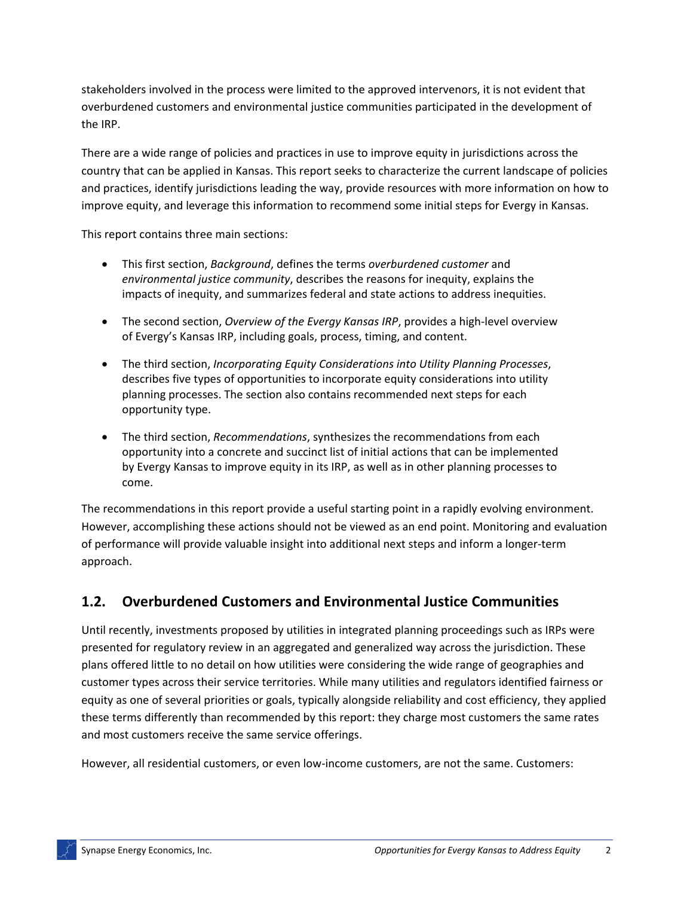stakeholders involved in the process were limited to the approved intervenors, it is not evident that overburdened customers and environmental justice communities participated in the development of the IRP.

There are a wide range of policies and practices in use to improve equity in jurisdictions across the country that can be applied in Kansas. This report seeks to characterize the current landscape of policies and practices, identify jurisdictions leading the way, provide resources with more information on how to improve equity, and leverage this information to recommend some initial steps for Evergy in Kansas.

This report contains three main sections:

- This first section, *Background*, defines the terms *overburdened customer* and *environmental justice community*, describes the reasons for inequity, explains the impacts of inequity, and summarizes federal and state actions to address inequities.
- The second section, *Overview of the Evergy Kansas IRP*, provides a high-level overview of Evergy's Kansas IRP, including goals, process, timing, and content.
- The third section, *Incorporating Equity Considerations into Utility Planning Processes*, describes five types of opportunities to incorporate equity considerations into utility planning processes. The section also contains recommended next steps for each opportunity type.
- The third section, *Recommendations*, synthesizes the recommendations from each opportunity into a concrete and succinct list of initial actions that can be implemented by Evergy Kansas to improve equity in its IRP, as well as in other planning processes to come.

The recommendations in this report provide a useful starting point in a rapidly evolving environment. However, accomplishing these actions should not be viewed as an end point. Monitoring and evaluation of performance will provide valuable insight into additional next steps and inform a longer-term approach.

## 1.2. Overburdened Customers and Environmental Justice Communities

Until recently, investments proposed by utilities in integrated planning proceedings such as IRPs were presented for regulatory review in an aggregated and generalized way across the jurisdiction. These plans offered little to no detail on how utilities were considering the wide range of geographies and customer types across their service territories. While many utilities and regulators identified fairness or equity as one of several priorities or goals, typically alongside reliability and cost efficiency, they applied these terms differently than recommended by this report: they charge most customers the same rates and most customers receive the same service offerings.

However, all residential customers, or even low-income customers, are not the same. Customers: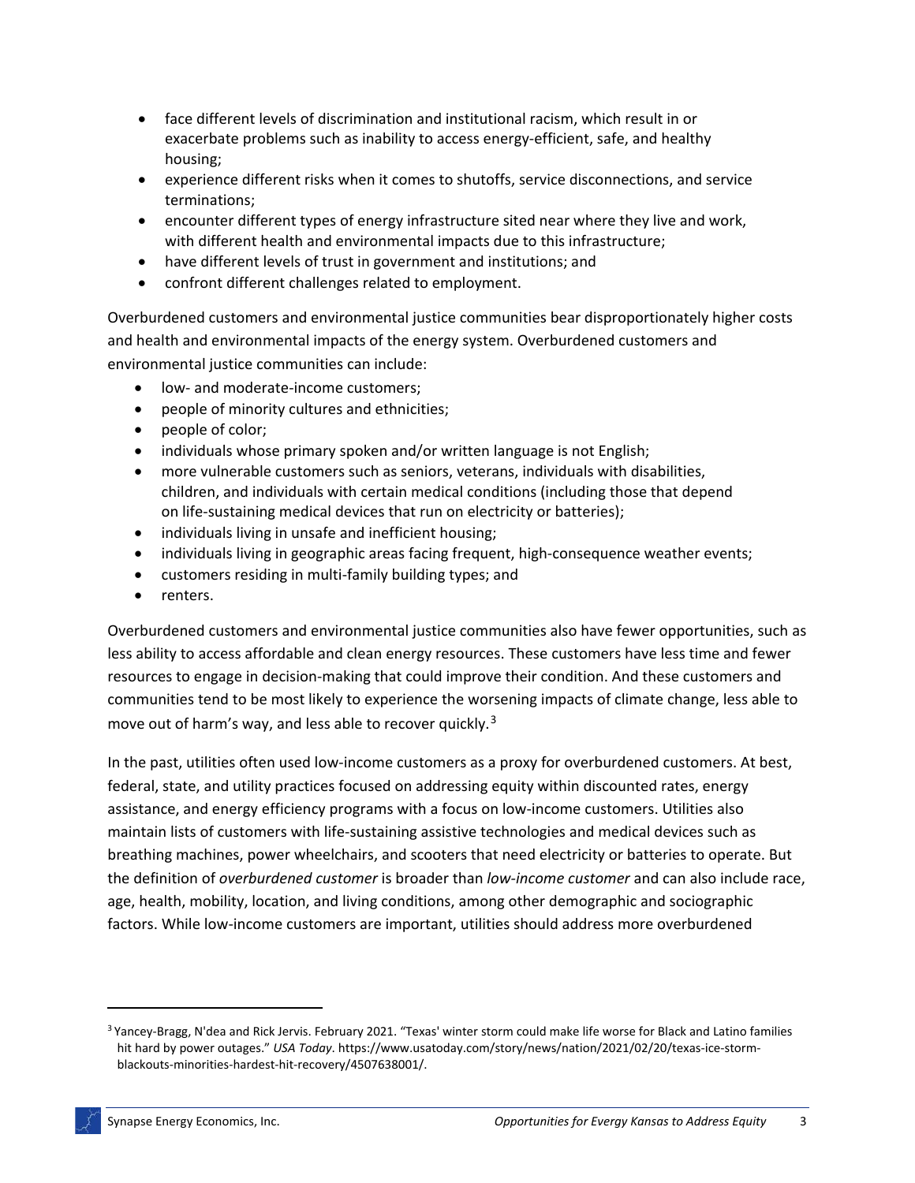- face different levels of discrimination and institutional racism, which result in or exacerbate problems such as inability to access energy-efficient, safe, and healthy housing;
- experience different risks when it comes to shutoffs, service disconnections, and service terminations;
- encounter different types of energy infrastructure sited near where they live and work, with different health and environmental impacts due to this infrastructure;
- have different levels of trust in government and institutions; and
- confront different challenges related to employment.

Overburdened customers and environmental justice communities bear disproportionately higher costs and health and environmental impacts of the energy system. Overburdened customers and environmental justice communities can include:

- low- and moderate-income customers;
- people of minority cultures and ethnicities;
- people of color;
- individuals whose primary spoken and/or written language is not English;
- more vulnerable customers such as seniors, veterans, individuals with disabilities, children, and individuals with certain medical conditions (including those that depend on life-sustaining medical devices that run on electricity or batteries);
- individuals living in unsafe and inefficient housing;
- individuals living in geographic areas facing frequent, high-consequence weather events;
- customers residing in multi-family building types; and
- renters.

Overburdened customers and environmental justice communities also have fewer opportunities, such as less ability to access affordable and clean energy resources. These customers have less time and fewer resources to engage in decision-making that could improve their condition. And these customers and communities tend to be most likely to experience the worsening impacts of climate change, less able to move out of harm's way, and less able to recover quickly.[3]

In the past, utilities often used low-income customers as a proxy for overburdened customers. At best, federal, state, and utility practices focused on addressing equity within discounted rates, energy assistance, and energy efficiency programs with a focus on low-income customers. Utilities also maintain lists of customers with life-sustaining assistive technologies and medical devices such as breathing machines, power wheelchairs, and scooters that need electricity or batteries to operate. But the definition of *overburdened customer* is broader than *low-income customer* and can also include race, age, health, mobility, location, and living conditions, among other demographic and sociographic factors. While low-income customers are important, utilities should address more overburdened

[3] Yancey-Bragg, N'dea and Rick Jervis. February 2021. "Texas' winter storm could make life worse for Black and Latino families hit hard by power outages." *USA Today*. https://www.usatoday.com/story/news/nation/2021/02/20/texas-ice-storm-blackouts-minorities-hardest-hit-recovery/4507638001/.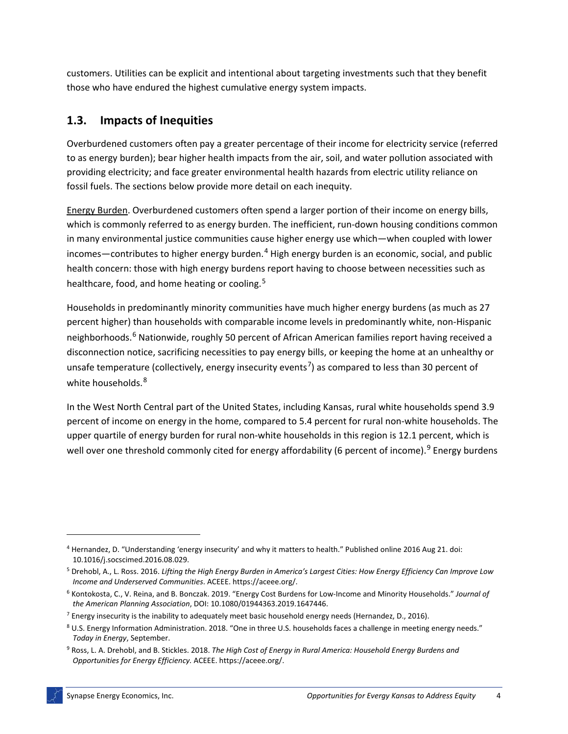customers. Utilities can be explicit and intentional about targeting investments such that they benefit those who have endured the highest cumulative energy system impacts.

## 1.3. Impacts of Inequities

Overburdened customers often pay a greater percentage of their income for electricity service (referred to as energy burden); bear higher health impacts from the air, soil, and water pollution associated with providing electricity; and face greater environmental health hazards from electric utility reliance on fossil fuels. The sections below provide more detail on each inequity.

Energy Burden. Overburdened customers often spend a larger portion of their income on energy bills, which is commonly referred to as energy burden. The inefficient, run-down housing conditions common in many environmental justice communities cause higher energy use which—when coupled with lower incomes—contributes to higher energy burden.[4] High energy burden is an economic, social, and public health concern: those with high energy burdens report having to choose between necessities such as healthcare, food, and home heating or cooling.[5]

Households in predominantly minority communities have much higher energy burdens (as much as 27 percent higher) than households with comparable income levels in predominantly white, non-Hispanic neighborhoods.[6] Nationwide, roughly 50 percent of African American families report having received a disconnection notice, sacrificing necessities to pay energy bills, or keeping the home at an unhealthy or unsafe temperature (collectively, energy insecurity events[7]) as compared to less than 30 percent of white households.[8]

In the West North Central part of the United States, including Kansas, rural white households spend 3.9 percent of income on energy in the home, compared to 5.4 percent for rural non-white households. The upper quartile of energy burden for rural non-white households in this region is 12.1 percent, which is well over one threshold commonly cited for energy affordability (6 percent of income).[9] Energy burdens

---

[4] Hernandez, D. "Understanding 'energy insecurity' and why it matters to health." Published online 2016 Aug 21. doi: 10.1016/j.socscimed.2016.08.029.

[5] Drehobl, A., L. Ross. 2016. *Lifting the High Energy Burden in America's Largest Cities: How Energy Efficiency Can Improve Low Income and Underserved Communities*. ACEEE. https://aceee.org/.

[6] Kontokosta, C., V. Reina, and B. Bonczak. 2019. "Energy Cost Burdens for Low-Income and Minority Households." *Journal of the American Planning Association*, DOI: 10.1080/01944363.2019.1647446.

[7] Energy insecurity is the inability to adequately meet basic household energy needs (Hernandez, D., 2016).

[8] U.S. Energy Information Administration. 2018. "One in three U.S. households faces a challenge in meeting energy needs." *Today in Energy*, September.

[9] Ross, L. A. Drehobl, and B. Stickles. 2018. *The High Cost of Energy in Rural America: Household Energy Burdens and Opportunities for Energy Efficiency.* ACEEE. https://aceee.org/.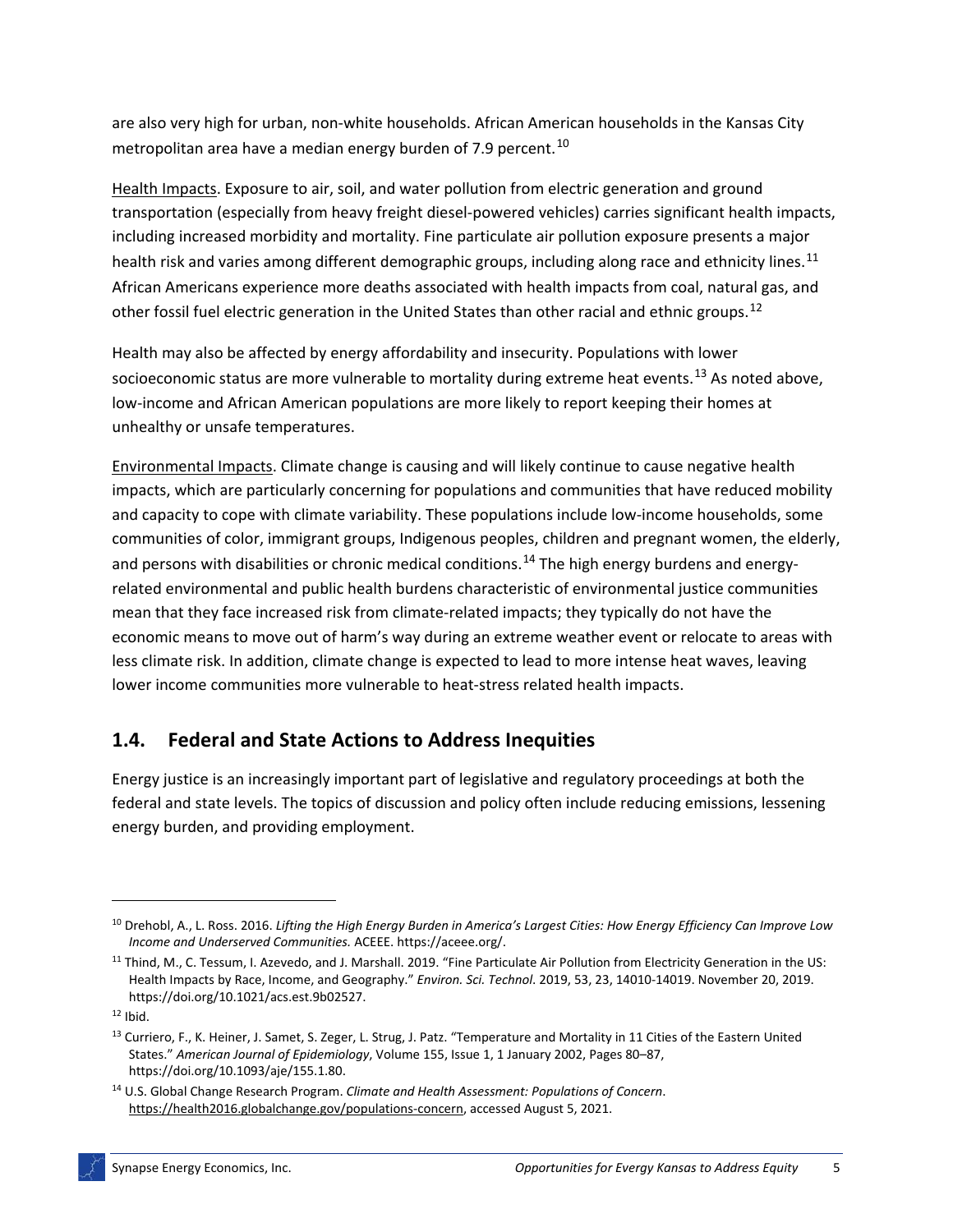are also very high for urban, non-white households. African American households in the Kansas City metropolitan area have a median energy burden of 7.9 percent.[10]

Health Impacts. Exposure to air, soil, and water pollution from electric generation and ground transportation (especially from heavy freight diesel-powered vehicles) carries significant health impacts, including increased morbidity and mortality. Fine particulate air pollution exposure presents a major health risk and varies among different demographic groups, including along race and ethnicity lines.[11] African Americans experience more deaths associated with health impacts from coal, natural gas, and other fossil fuel electric generation in the United States than other racial and ethnic groups.[12]

Health may also be affected by energy affordability and insecurity. Populations with lower socioeconomic status are more vulnerable to mortality during extreme heat events.[13] As noted above, low-income and African American populations are more likely to report keeping their homes at unhealthy or unsafe temperatures.

Environmental Impacts. Climate change is causing and will likely continue to cause negative health impacts, which are particularly concerning for populations and communities that have reduced mobility and capacity to cope with climate variability. These populations include low-income households, some communities of color, immigrant groups, Indigenous peoples, children and pregnant women, the elderly, and persons with disabilities or chronic medical conditions.[14] The high energy burdens and energy-related environmental and public health burdens characteristic of environmental justice communities mean that they face increased risk from climate-related impacts; they typically do not have the economic means to move out of harm's way during an extreme weather event or relocate to areas with less climate risk. In addition, climate change is expected to lead to more intense heat waves, leaving lower income communities more vulnerable to heat-stress related health impacts.

## 1.4. Federal and State Actions to Address Inequities

Energy justice is an increasingly important part of legislative and regulatory proceedings at both the federal and state levels. The topics of discussion and policy often include reducing emissions, lessening energy burden, and providing employment.

---

[10] Drehobl, A., L. Ross. 2016. *Lifting the High Energy Burden in America's Largest Cities: How Energy Efficiency Can Improve Low Income and Underserved Communities.* ACEEE. https://aceee.org/.

[11] Thind, M., C. Tessum, I. Azevedo, and J. Marshall. 2019. "Fine Particulate Air Pollution from Electricity Generation in the US: Health Impacts by Race, Income, and Geography." *Environ. Sci. Technol*. 2019, 53, 23, 14010-14019. November 20, 2019. https://doi.org/10.1021/acs.est.9b02527.

[12] Ibid.

[13] Curriero, F., K. Heiner, J. Samet, S. Zeger, L. Strug, J. Patz. "Temperature and Mortality in 11 Cities of the Eastern United States." *American Journal of Epidemiology*, Volume 155, Issue 1, 1 January 2002, Pages 80–87, https://doi.org/10.1093/aje/155.1.80.

[14] U.S. Global Change Research Program. *Climate and Health Assessment: Populations of Concern*. https://health2016.globalchange.gov/populations-concern, accessed August 5, 2021.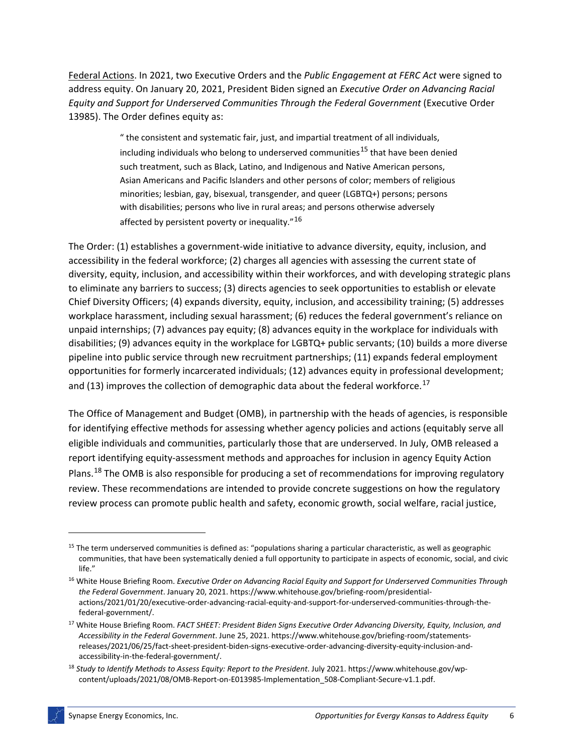Federal Actions. In 2021, two Executive Orders and the *Public Engagement at FERC Act* were signed to address equity. On January 20, 2021, President Biden signed an *Executive Order on Advancing Racial Equity and Support for Underserved Communities Through the Federal Government* (Executive Order 13985). The Order defines equity as:

> " the consistent and systematic fair, just, and impartial treatment of all individuals, including individuals who belong to underserved communities[15] that have been denied such treatment, such as Black, Latino, and Indigenous and Native American persons, Asian Americans and Pacific Islanders and other persons of color; members of religious minorities; lesbian, gay, bisexual, transgender, and queer (LGBTQ+) persons; persons with disabilities; persons who live in rural areas; and persons otherwise adversely affected by persistent poverty or inequality."[16]

The Order: (1) establishes a government-wide initiative to advance diversity, equity, inclusion, and accessibility in the federal workforce; (2) charges all agencies with assessing the current state of diversity, equity, inclusion, and accessibility within their workforces, and with developing strategic plans to eliminate any barriers to success; (3) directs agencies to seek opportunities to establish or elevate Chief Diversity Officers; (4) expands diversity, equity, inclusion, and accessibility training; (5) addresses workplace harassment, including sexual harassment; (6) reduces the federal government's reliance on unpaid internships; (7) advances pay equity; (8) advances equity in the workplace for individuals with disabilities; (9) advances equity in the workplace for LGBTQ+ public servants; (10) builds a more diverse pipeline into public service through new recruitment partnerships; (11) expands federal employment opportunities for formerly incarcerated individuals; (12) advances equity in professional development; and (13) improves the collection of demographic data about the federal workforce.[17]

The Office of Management and Budget (OMB), in partnership with the heads of agencies, is responsible for identifying effective methods for assessing whether agency policies and actions (equitably serve all eligible individuals and communities, particularly those that are underserved. In July, OMB released a report identifying equity-assessment methods and approaches for inclusion in agency Equity Action Plans.[18] The OMB is also responsible for producing a set of recommendations for improving regulatory review. These recommendations are intended to provide concrete suggestions on how the regulatory review process can promote public health and safety, economic growth, social welfare, racial justice,

---

[15] The term underserved communities is defined as: "populations sharing a particular characteristic, as well as geographic communities, that have been systematically denied a full opportunity to participate in aspects of economic, social, and civic life."

[16] White House Briefing Room. *Executive Order on Advancing Racial Equity and Support for Underserved Communities Through the Federal Government*. January 20, 2021. https://www.whitehouse.gov/briefing-room/presidential-actions/2021/01/20/executive-order-advancing-racial-equity-and-support-for-underserved-communities-through-the-federal-government/.

[17] White House Briefing Room. *FACT SHEET: President Biden Signs Executive Order Advancing Diversity, Equity, Inclusion, and Accessibility in the Federal Government*. June 25, 2021. https://www.whitehouse.gov/briefing-room/statements-releases/2021/06/25/fact-sheet-president-biden-signs-executive-order-advancing-diversity-equity-inclusion-and-accessibility-in-the-federal-government/.

[18] *Study to Identify Methods to Assess Equity: Report to the President*. July 2021. https://www.whitehouse.gov/wp-content/uploads/2021/08/OMB-Report-on-E013985-Implementation_508-Compliant-Secure-v1.1.pdf.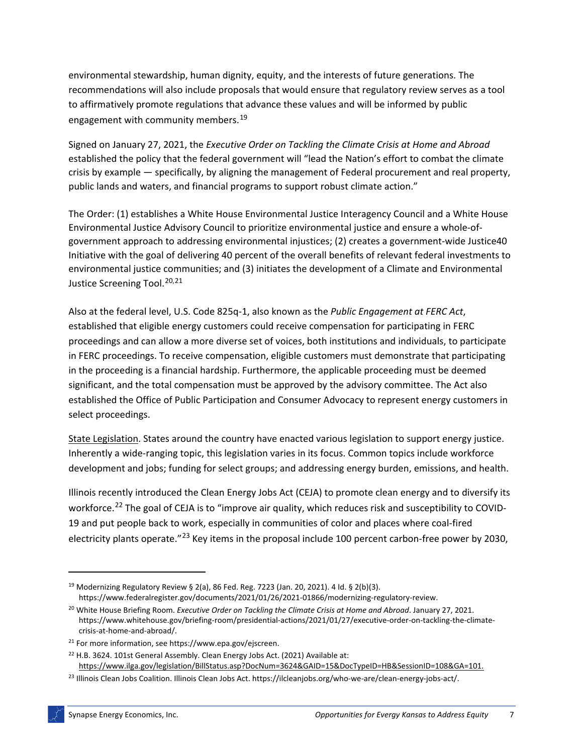environmental stewardship, human dignity, equity, and the interests of future generations. The recommendations will also include proposals that would ensure that regulatory review serves as a tool to affirmatively promote regulations that advance these values and will be informed by public engagement with community members.[19]

Signed on January 27, 2021, the *Executive Order on Tackling the Climate Crisis at Home and Abroad* established the policy that the federal government will "lead the Nation's effort to combat the climate crisis by example — specifically, by aligning the management of Federal procurement and real property, public lands and waters, and financial programs to support robust climate action."

The Order: (1) establishes a White House Environmental Justice Interagency Council and a White House Environmental Justice Advisory Council to prioritize environmental justice and ensure a whole-of-government approach to addressing environmental injustices; (2) creates a government-wide Justice40 Initiative with the goal of delivering 40 percent of the overall benefits of relevant federal investments to environmental justice communities; and (3) initiates the development of a Climate and Environmental Justice Screening Tool.[20,21]

Also at the federal level, U.S. Code 825q-1, also known as the *Public Engagement at FERC Act*, established that eligible energy customers could receive compensation for participating in FERC proceedings and can allow a more diverse set of voices, both institutions and individuals, to participate in FERC proceedings. To receive compensation, eligible customers must demonstrate that participating in the proceeding is a financial hardship. Furthermore, the applicable proceeding must be deemed significant, and the total compensation must be approved by the advisory committee. The Act also established the Office of Public Participation and Consumer Advocacy to represent energy customers in select proceedings.

State Legislation. States around the country have enacted various legislation to support energy justice. Inherently a wide-ranging topic, this legislation varies in its focus. Common topics include workforce development and jobs; funding for select groups; and addressing energy burden, emissions, and health.

Illinois recently introduced the Clean Energy Jobs Act (CEJA) to promote clean energy and to diversify its workforce.[22] The goal of CEJA is to "improve air quality, which reduces risk and susceptibility to COVID-19 and put people back to work, especially in communities of color and places where coal-fired electricity plants operate."[23] Key items in the proposal include 100 percent carbon-free power by 2030,

---

[19] Modernizing Regulatory Review § 2(a), 86 Fed. Reg. 7223 (Jan. 20, 2021). 4 Id. § 2(b)(3). https://www.federalregister.gov/documents/2021/01/26/2021-01866/modernizing-regulatory-review.

[20] White House Briefing Room. *Executive Order on Tackling the Climate Crisis at Home and Abroad*. January 27, 2021. https://www.whitehouse.gov/briefing-room/presidential-actions/2021/01/27/executive-order-on-tackling-the-climate-crisis-at-home-and-abroad/.

[21] For more information, see https://www.epa.gov/ejscreen.

[22] H.B. 3624. 101st General Assembly. Clean Energy Jobs Act. (2021) Available at: https://www.ilga.gov/legislation/BillStatus.asp?DocNum=3624&GAID=15&DocTypeID=HB&SessionID=108&GA=101.

[23] Illinois Clean Jobs Coalition. Illinois Clean Jobs Act. https://ilcleanjobs.org/who-we-are/clean-energy-jobs-act/.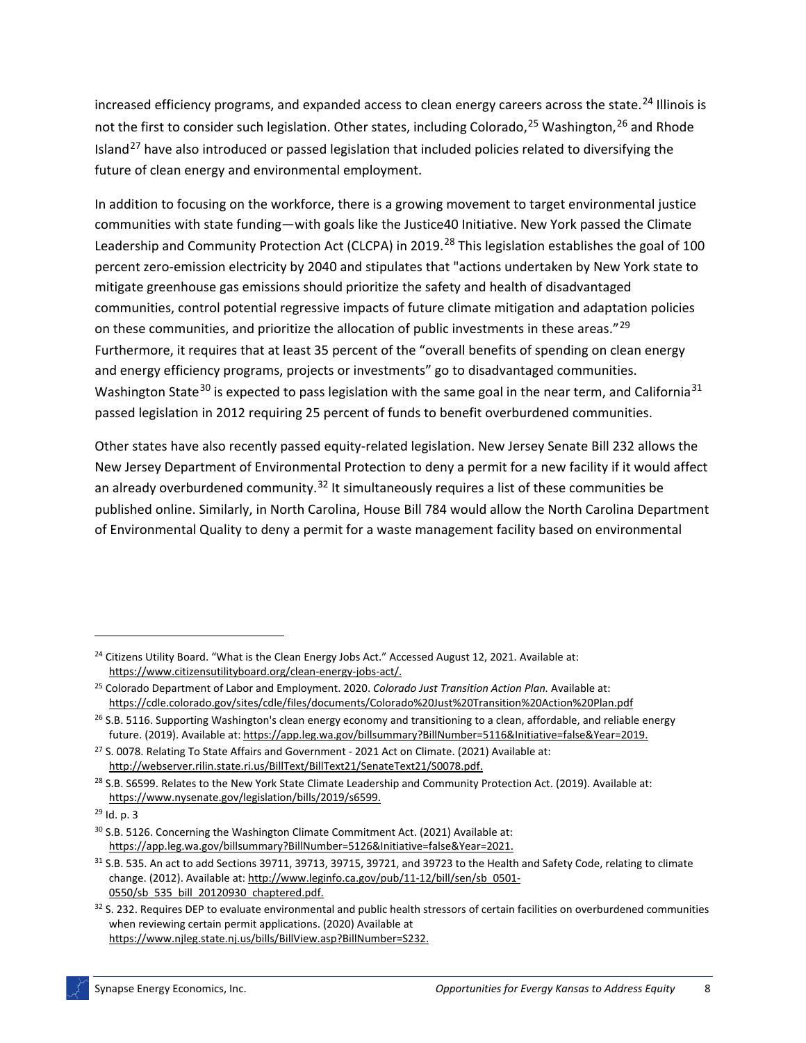increased efficiency programs, and expanded access to clean energy careers across the state.[24] Illinois is not the first to consider such legislation. Other states, including Colorado,[25] Washington,[26] and Rhode Island[27] have also introduced or passed legislation that included policies related to diversifying the future of clean energy and environmental employment.

In addition to focusing on the workforce, there is a growing movement to target environmental justice communities with state funding—with goals like the Justice40 Initiative. New York passed the Climate Leadership and Community Protection Act (CLCPA) in 2019.[28] This legislation establishes the goal of 100 percent zero-emission electricity by 2040 and stipulates that "actions undertaken by New York state to mitigate greenhouse gas emissions should prioritize the safety and health of disadvantaged communities, control potential regressive impacts of future climate mitigation and adaptation policies on these communities, and prioritize the allocation of public investments in these areas."[29] Furthermore, it requires that at least 35 percent of the "overall benefits of spending on clean energy and energy efficiency programs, projects or investments" go to disadvantaged communities. Washington State[30] is expected to pass legislation with the same goal in the near term, and California[31] passed legislation in 2012 requiring 25 percent of funds to benefit overburdened communities.

Other states have also recently passed equity-related legislation. New Jersey Senate Bill 232 allows the New Jersey Department of Environmental Protection to deny a permit for a new facility if it would affect an already overburdened community.[32] It simultaneously requires a list of these communities be published online. Similarly, in North Carolina, House Bill 784 would allow the North Carolina Department of Environmental Quality to deny a permit for a waste management facility based on environmental

---

[24] Citizens Utility Board. "What is the Clean Energy Jobs Act." Accessed August 12, 2021. Available at: https://www.citizensutilityboard.org/clean-energy-jobs-act/.

[25] Colorado Department of Labor and Employment. 2020. *Colorado Just Transition Action Plan.* Available at: https://cdle.colorado.gov/sites/cdle/files/documents/Colorado%20Just%20Transition%20Action%20Plan.pdf

[26] S.B. 5116. Supporting Washington's clean energy economy and transitioning to a clean, affordable, and reliable energy future. (2019). Available at: https://app.leg.wa.gov/billsummary?BillNumber=5116&Initiative=false&Year=2019.

[27] S. 0078. Relating To State Affairs and Government - 2021 Act on Climate. (2021) Available at: http://webserver.rilin.state.ri.us/BillText/BillText21/SenateText21/S0078.pdf.

[28] S.B. S6599. Relates to the New York State Climate Leadership and Community Protection Act. (2019). Available at: https://www.nysenate.gov/legislation/bills/2019/s6599.

[29] Id. p. 3

[30] S.B. 5126. Concerning the Washington Climate Commitment Act. (2021) Available at: https://app.leg.wa.gov/billsummary?BillNumber=5126&Initiative=false&Year=2021.

[31] S.B. 535. An act to add Sections 39711, 39713, 39715, 39721, and 39723 to the Health and Safety Code, relating to climate change. (2012). Available at: http://www.leginfo.ca.gov/pub/11-12/bill/sen/sb_0501-0550/sb_535_bill_20120930_chaptered.pdf.

[32] S. 232. Requires DEP to evaluate environmental and public health stressors of certain facilities on overburdened communities when reviewing certain permit applications. (2020) Available at https://www.njleg.state.nj.us/bills/BillView.asp?BillNumber=S232.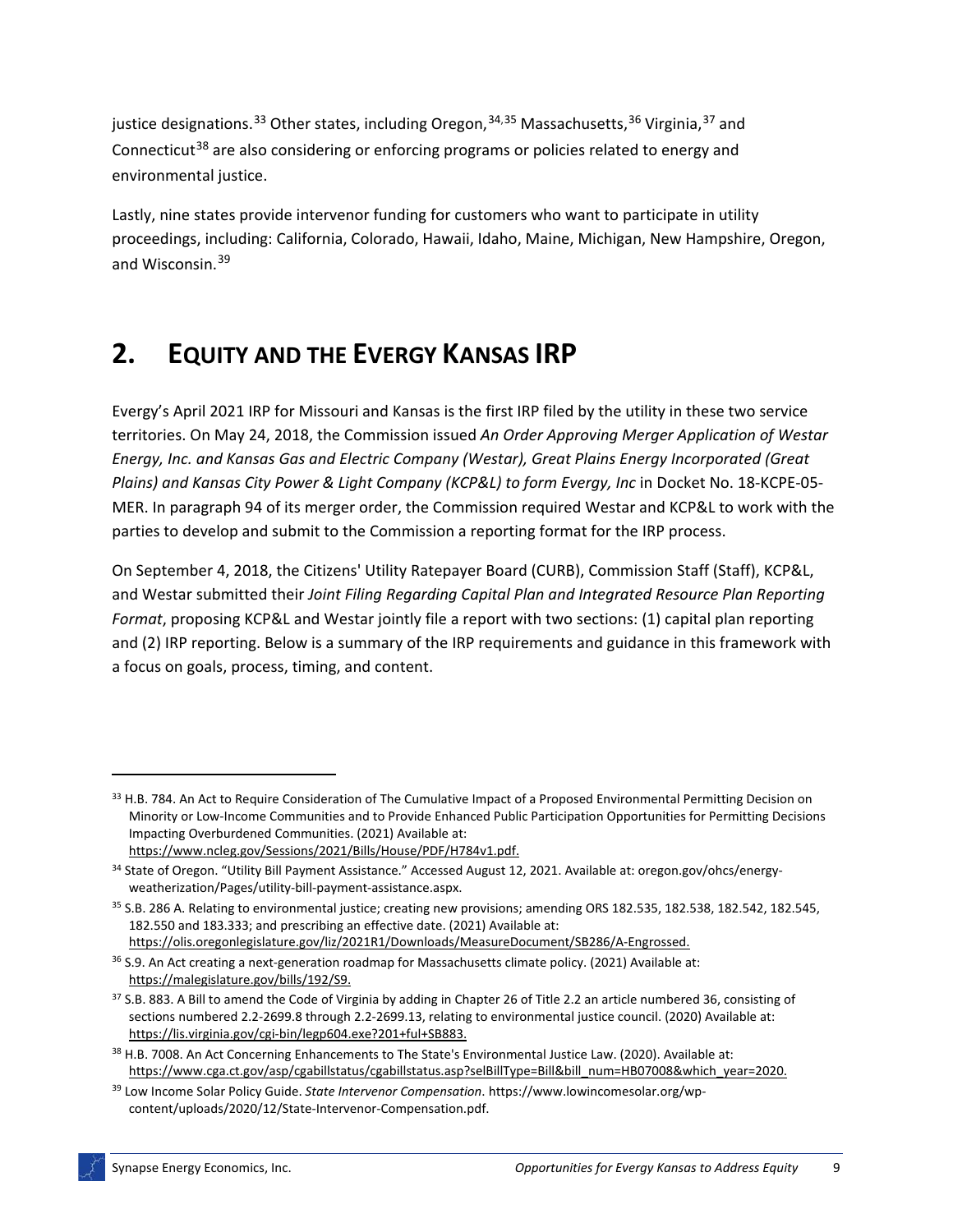justice designations.[33] Other states, including Oregon,[34,35] Massachusetts,[36] Virginia,[37] and Connecticut[38] are also considering or enforcing programs or policies related to energy and environmental justice.

Lastly, nine states provide intervenor funding for customers who want to participate in utility proceedings, including: California, Colorado, Hawaii, Idaho, Maine, Michigan, New Hampshire, Oregon, and Wisconsin.[39]

# 2. Equity and the Evergy Kansas IRP

Evergy's April 2021 IRP for Missouri and Kansas is the first IRP filed by the utility in these two service territories. On May 24, 2018, the Commission issued *An Order Approving Merger Application of Westar Energy, Inc. and Kansas Gas and Electric Company (Westar), Great Plains Energy Incorporated (Great Plains) and Kansas City Power & Light Company (KCP&L) to form Evergy, Inc* in Docket No. 18-KCPE-05-MER. In paragraph 94 of its merger order, the Commission required Westar and KCP&L to work with the parties to develop and submit to the Commission a reporting format for the IRP process.

On September 4, 2018, the Citizens' Utility Ratepayer Board (CURB), Commission Staff (Staff), KCP&L, and Westar submitted their *Joint Filing Regarding Capital Plan and Integrated Resource Plan Reporting Format*, proposing KCP&L and Westar jointly file a report with two sections: (1) capital plan reporting and (2) IRP reporting. Below is a summary of the IRP requirements and guidance in this framework with a focus on goals, process, timing, and content.

---

[33] H.B. 784. An Act to Require Consideration of The Cumulative Impact of a Proposed Environmental Permitting Decision on Minority or Low-Income Communities and to Provide Enhanced Public Participation Opportunities for Permitting Decisions Impacting Overburdened Communities. (2021) Available at: https://www.ncleg.gov/Sessions/2021/Bills/House/PDF/H784v1.pdf.

[34] State of Oregon. "Utility Bill Payment Assistance." Accessed August 12, 2021. Available at: oregon.gov/ohcs/energy-weatherization/Pages/utility-bill-payment-assistance.aspx.

[35] S.B. 286 A. Relating to environmental justice; creating new provisions; amending ORS 182.535, 182.538, 182.542, 182.545, 182.550 and 183.333; and prescribing an effective date. (2021) Available at: https://olis.oregonlegislature.gov/liz/2021R1/Downloads/MeasureDocument/SB286/A-Engrossed.

[36] S.9. An Act creating a next-generation roadmap for Massachusetts climate policy. (2021) Available at: https://malegislature.gov/bills/192/S9.

[37] S.B. 883. A Bill to amend the Code of Virginia by adding in Chapter 26 of Title 2.2 an article numbered 36, consisting of sections numbered 2.2-2699.8 through 2.2-2699.13, relating to environmental justice council. (2020) Available at: https://lis.virginia.gov/cgi-bin/legp604.exe?201+ful+SB883.

[38] H.B. 7008. An Act Concerning Enhancements to The State's Environmental Justice Law. (2020). Available at: https://www.cga.ct.gov/asp/cgabillstatus/cgabillstatus.asp?selBillType=Bill&bill_num=HB07008&which_year=2020.

[39] Low Income Solar Policy Guide. *State Intervenor Compensation*. https://www.lowincomesolar.org/wp-content/uploads/2020/12/State-Intervenor-Compensation.pdf.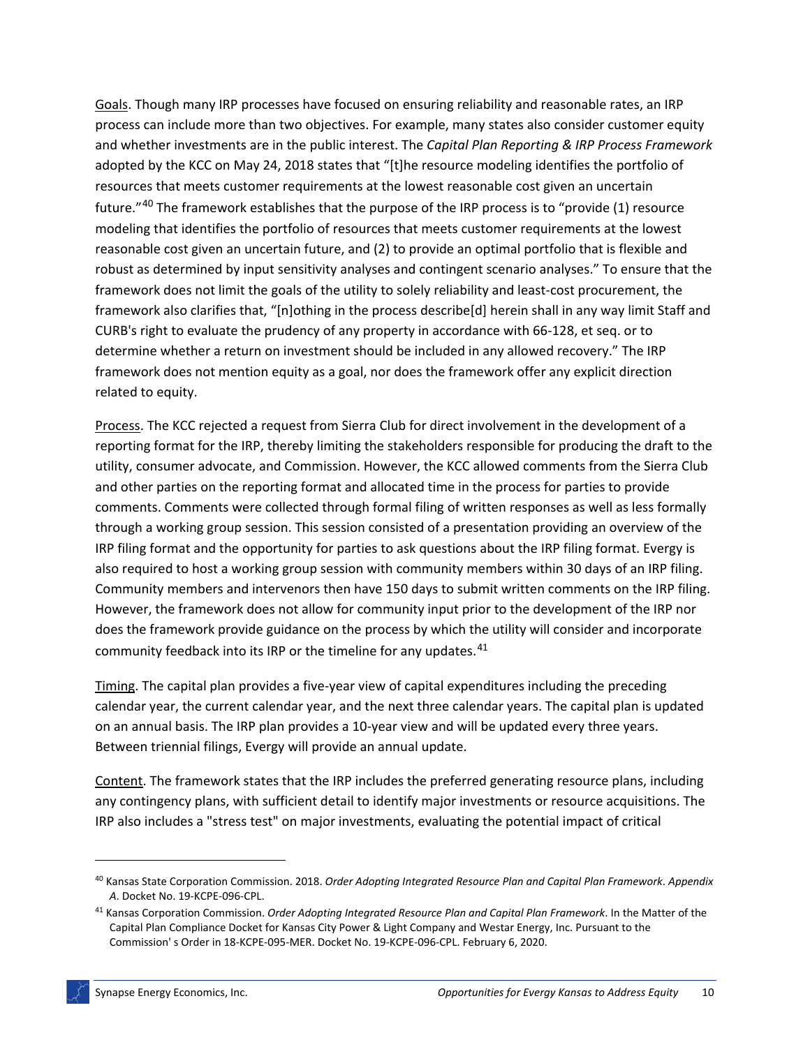Goals. Though many IRP processes have focused on ensuring reliability and reasonable rates, an IRP process can include more than two objectives. For example, many states also consider customer equity and whether investments are in the public interest. The *Capital Plan Reporting & IRP Process Framework* adopted by the KCC on May 24, 2018 states that "[t]he resource modeling identifies the portfolio of resources that meets customer requirements at the lowest reasonable cost given an uncertain future."[40] The framework establishes that the purpose of the IRP process is to "provide (1) resource modeling that identifies the portfolio of resources that meets customer requirements at the lowest reasonable cost given an uncertain future, and (2) to provide an optimal portfolio that is flexible and robust as determined by input sensitivity analyses and contingent scenario analyses." To ensure that the framework does not limit the goals of the utility to solely reliability and least-cost procurement, the framework also clarifies that, "[n]othing in the process describe[d] herein shall in any way limit Staff and CURB's right to evaluate the prudency of any property in accordance with 66-128, et seq. or to determine whether a return on investment should be included in any allowed recovery." The IRP framework does not mention equity as a goal, nor does the framework offer any explicit direction related to equity.

Process. The KCC rejected a request from Sierra Club for direct involvement in the development of a reporting format for the IRP, thereby limiting the stakeholders responsible for producing the draft to the utility, consumer advocate, and Commission. However, the KCC allowed comments from the Sierra Club and other parties on the reporting format and allocated time in the process for parties to provide comments. Comments were collected through formal filing of written responses as well as less formally through a working group session. This session consisted of a presentation providing an overview of the IRP filing format and the opportunity for parties to ask questions about the IRP filing format. Evergy is also required to host a working group session with community members within 30 days of an IRP filing. Community members and intervenors then have 150 days to submit written comments on the IRP filing. However, the framework does not allow for community input prior to the development of the IRP nor does the framework provide guidance on the process by which the utility will consider and incorporate community feedback into its IRP or the timeline for any updates.[41]

Timing. The capital plan provides a five-year view of capital expenditures including the preceding calendar year, the current calendar year, and the next three calendar years. The capital plan is updated on an annual basis. The IRP plan provides a 10-year view and will be updated every three years. Between triennial filings, Evergy will provide an annual update.

Content. The framework states that the IRP includes the preferred generating resource plans, including any contingency plans, with sufficient detail to identify major investments or resource acquisitions. The IRP also includes a "stress test" on major investments, evaluating the potential impact of critical

[40] Kansas State Corporation Commission. 2018. *Order Adopting Integrated Resource Plan and Capital Plan Framework*. *Appendix A*. Docket No. 19-KCPE-096-CPL.

[41] Kansas Corporation Commission. *Order Adopting Integrated Resource Plan and Capital Plan Framework*. In the Matter of the Capital Plan Compliance Docket for Kansas City Power & Light Company and Westar Energy, Inc. Pursuant to the Commission' s Order in 18-KCPE-095-MER. Docket No. 19-KCPE-096-CPL. February 6, 2020.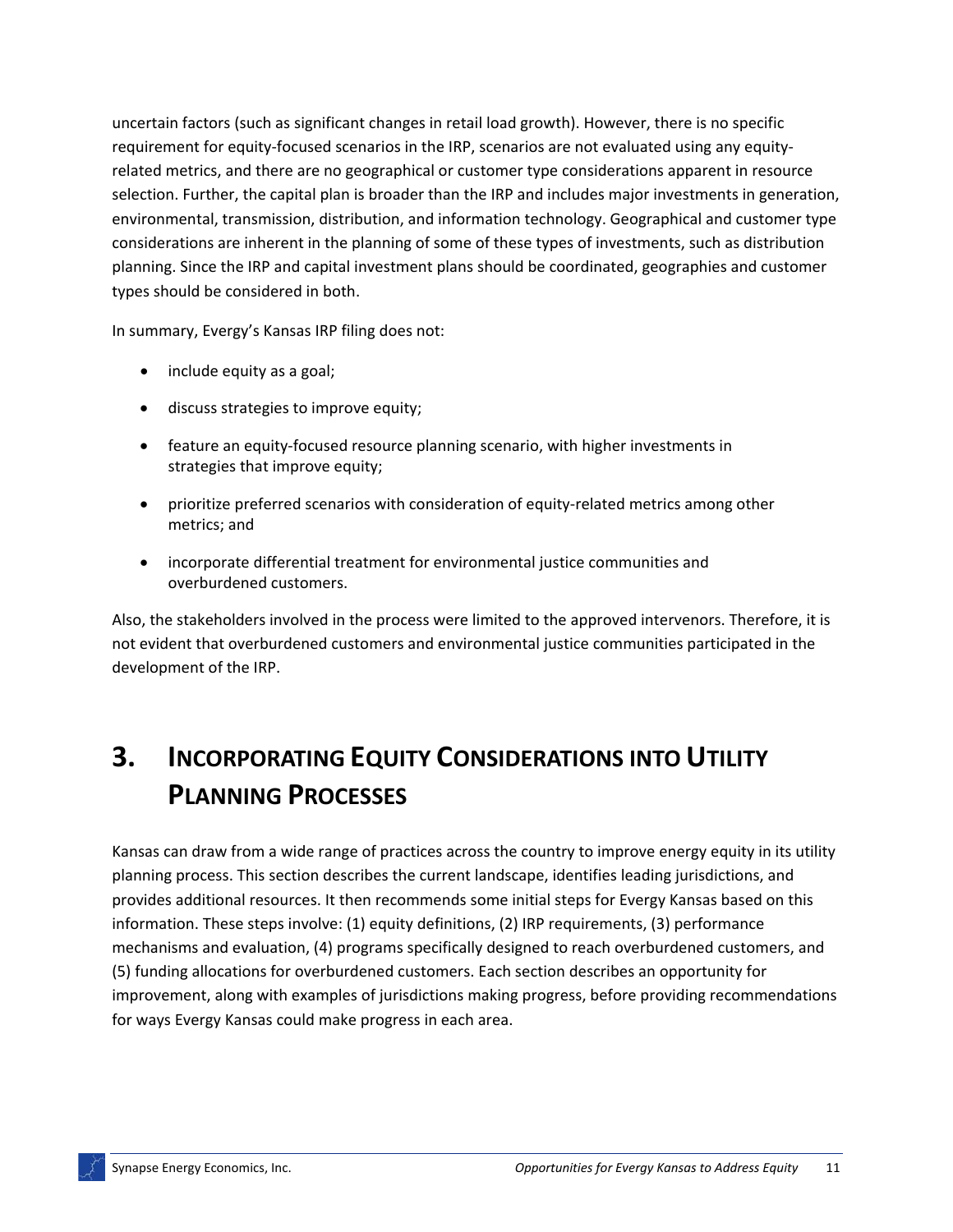uncertain factors (such as significant changes in retail load growth). However, there is no specific requirement for equity-focused scenarios in the IRP, scenarios are not evaluated using any equity-related metrics, and there are no geographical or customer type considerations apparent in resource selection. Further, the capital plan is broader than the IRP and includes major investments in generation, environmental, transmission, distribution, and information technology. Geographical and customer type considerations are inherent in the planning of some of these types of investments, such as distribution planning. Since the IRP and capital investment plans should be coordinated, geographies and customer types should be considered in both.

In summary, Evergy's Kansas IRP filing does not:

- include equity as a goal;
- discuss strategies to improve equity;
- feature an equity-focused resource planning scenario, with higher investments in strategies that improve equity;
- prioritize preferred scenarios with consideration of equity-related metrics among other metrics; and
- incorporate differential treatment for environmental justice communities and overburdened customers.

Also, the stakeholders involved in the process were limited to the approved intervenors. Therefore, it is not evident that overburdened customers and environmental justice communities participated in the development of the IRP.

# 3. Incorporating Equity Considerations into Utility Planning Processes

Kansas can draw from a wide range of practices across the country to improve energy equity in its utility planning process. This section describes the current landscape, identifies leading jurisdictions, and provides additional resources. It then recommends some initial steps for Evergy Kansas based on this information. These steps involve: (1) equity definitions, (2) IRP requirements, (3) performance mechanisms and evaluation, (4) programs specifically designed to reach overburdened customers, and (5) funding allocations for overburdened customers. Each section describes an opportunity for improvement, along with examples of jurisdictions making progress, before providing recommendations for ways Evergy Kansas could make progress in each area.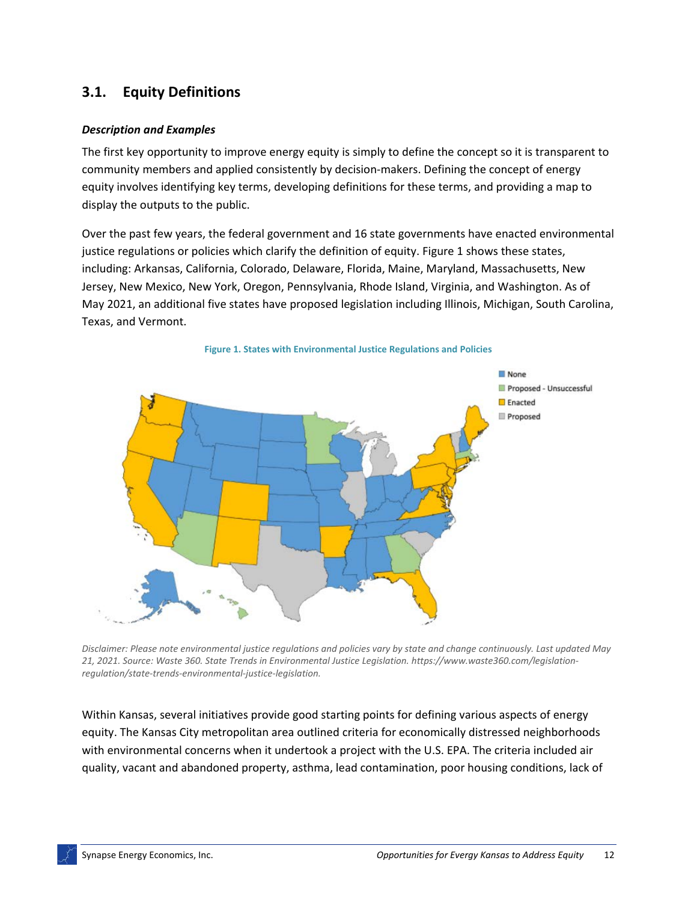## 3.1. Equity Definitions

### *Description and Examples*

The first key opportunity to improve energy equity is simply to define the concept so it is transparent to community members and applied consistently by decision-makers. Defining the concept of energy equity involves identifying key terms, developing definitions for these terms, and providing a map to display the outputs to the public.

Over the past few years, the federal government and 16 state governments have enacted environmental justice regulations or policies which clarify the definition of equity. Figure 1 shows these states, including: Arkansas, California, Colorado, Delaware, Florida, Maine, Maryland, Massachusetts, New Jersey, New Mexico, New York, Oregon, Pennsylvania, Rhode Island, Virginia, and Washington. As of May 2021, an additional five states have proposed legislation including Illinois, Michigan, South Carolina, Texas, and Vermont.

**Figure 1. States with Environmental Justice Regulations and Policies**

*Disclaimer: Please note environmental justice regulations and policies vary by state and change continuously. Last updated May 21, 2021. Source: Waste 360. State Trends in Environmental Justice Legislation. https://www.waste360.com/legislation-regulation/state-trends-environmental-justice-legislation.*

Within Kansas, several initiatives provide good starting points for defining various aspects of energy equity. The Kansas City metropolitan area outlined criteria for economically distressed neighborhoods with environmental concerns when it undertook a project with the U.S. EPA. The criteria included air quality, vacant and abandoned property, asthma, lead contamination, poor housing conditions, lack of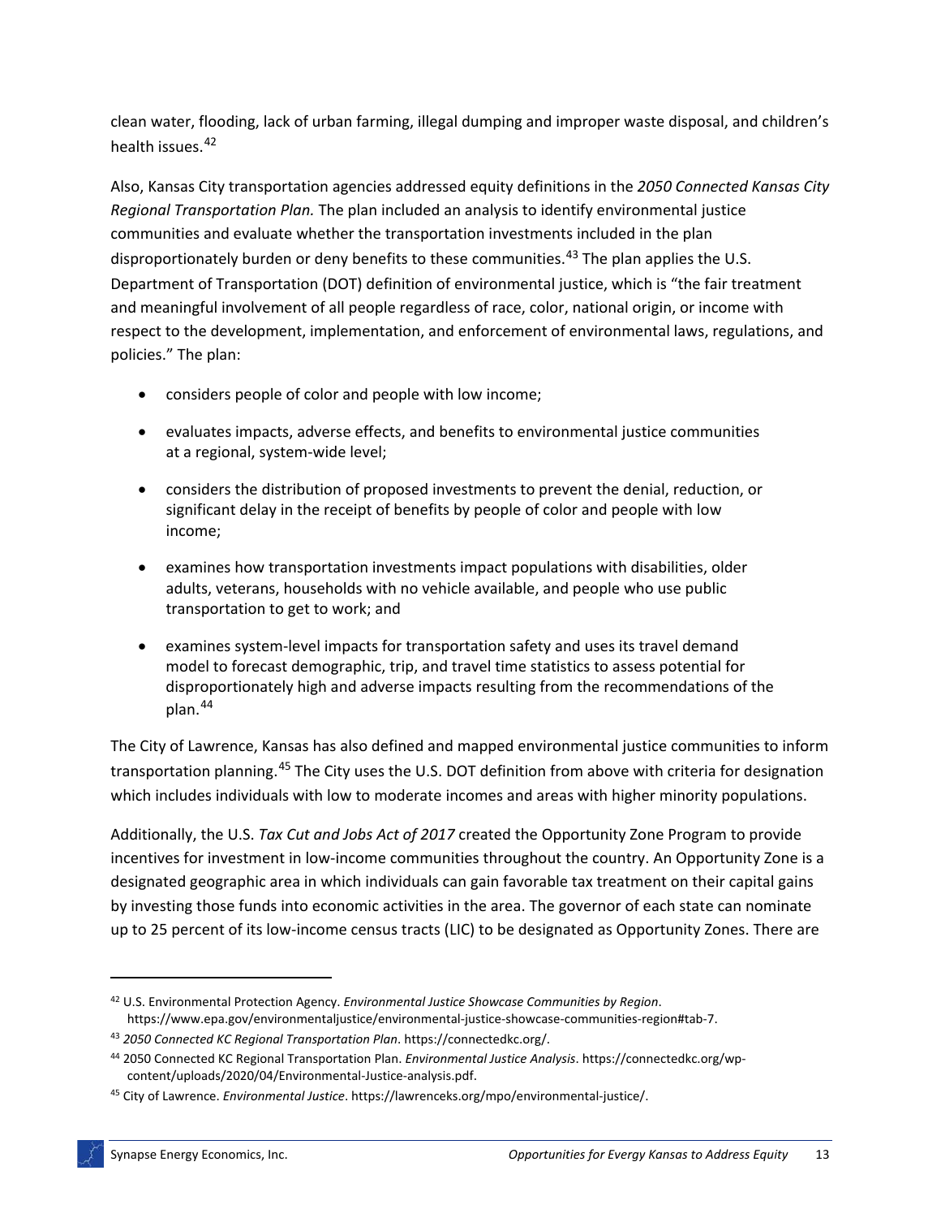clean water, flooding, lack of urban farming, illegal dumping and improper waste disposal, and children's health issues.[42]

Also, Kansas City transportation agencies addressed equity definitions in the *2050 Connected Kansas City Regional Transportation Plan.* The plan included an analysis to identify environmental justice communities and evaluate whether the transportation investments included in the plan disproportionately burden or deny benefits to these communities.[43] The plan applies the U.S. Department of Transportation (DOT) definition of environmental justice, which is "the fair treatment and meaningful involvement of all people regardless of race, color, national origin, or income with respect to the development, implementation, and enforcement of environmental laws, regulations, and policies." The plan:

- considers people of color and people with low income;
- evaluates impacts, adverse effects, and benefits to environmental justice communities at a regional, system-wide level;
- considers the distribution of proposed investments to prevent the denial, reduction, or significant delay in the receipt of benefits by people of color and people with low income;
- examines how transportation investments impact populations with disabilities, older adults, veterans, households with no vehicle available, and people who use public transportation to get to work; and
- examines system-level impacts for transportation safety and uses its travel demand model to forecast demographic, trip, and travel time statistics to assess potential for disproportionately high and adverse impacts resulting from the recommendations of the plan.[44]

The City of Lawrence, Kansas has also defined and mapped environmental justice communities to inform transportation planning.[45] The City uses the U.S. DOT definition from above with criteria for designation which includes individuals with low to moderate incomes and areas with higher minority populations.

Additionally, the U.S. *Tax Cut and Jobs Act of 2017* created the Opportunity Zone Program to provide incentives for investment in low-income communities throughout the country. An Opportunity Zone is a designated geographic area in which individuals can gain favorable tax treatment on their capital gains by investing those funds into economic activities in the area. The governor of each state can nominate up to 25 percent of its low-income census tracts (LIC) to be designated as Opportunity Zones. There are

---

[42] U.S. Environmental Protection Agency. *Environmental Justice Showcase Communities by Region*. https://www.epa.gov/environmentaljustice/environmental-justice-showcase-communities-region#tab-7.

[43] *2050 Connected KC Regional Transportation Plan*. https://connectedkc.org/.

[44] 2050 Connected KC Regional Transportation Plan. *Environmental Justice Analysis*. https://connectedkc.org/wp-content/uploads/2020/04/Environmental-Justice-analysis.pdf.

[45] City of Lawrence. *Environmental Justice*. https://lawrenceks.org/mpo/environmental-justice/.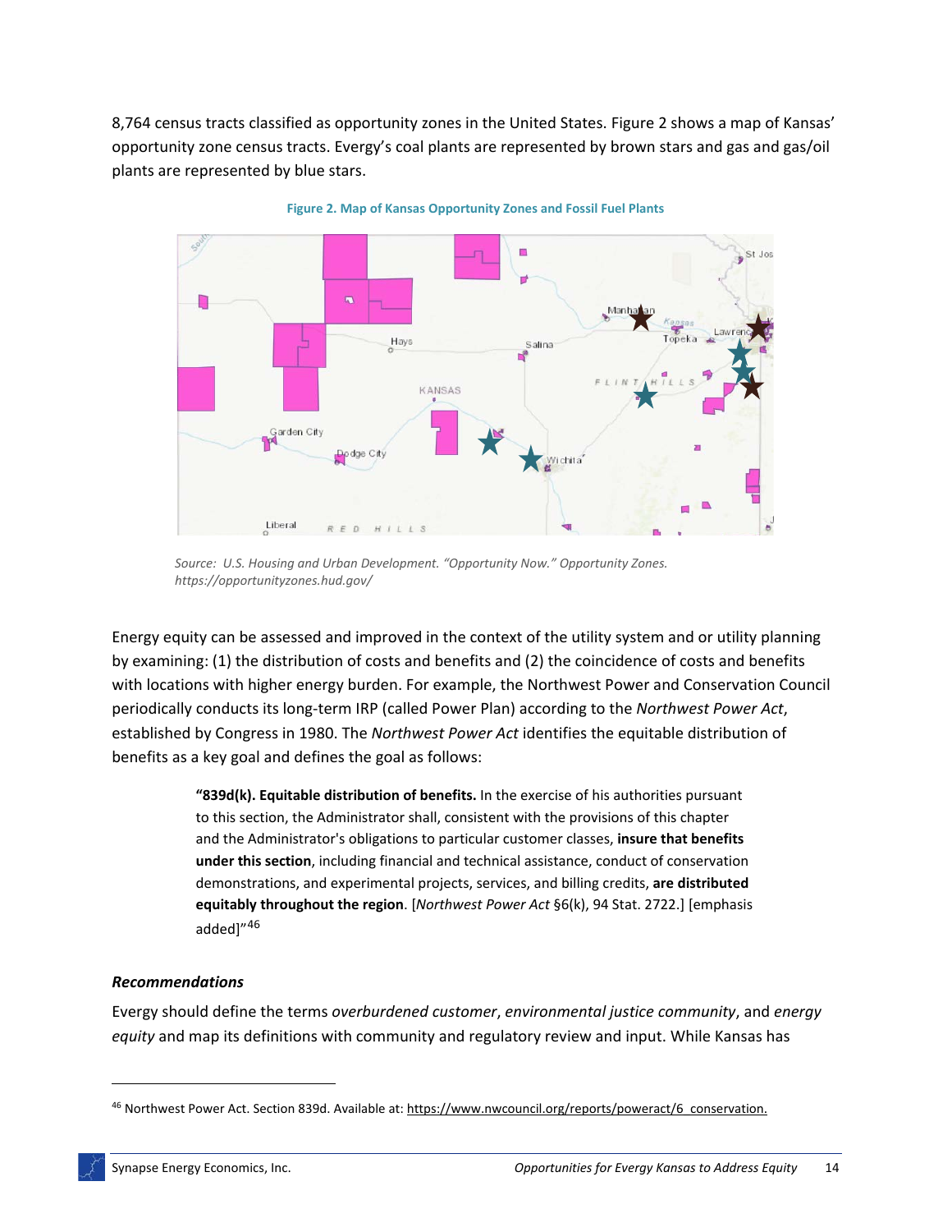8,764 census tracts classified as opportunity zones in the United States. Figure 2 shows a map of Kansas' opportunity zone census tracts. Evergy's coal plants are represented by brown stars and gas and gas/oil plants are represented by blue stars.

**Figure 2. Map of Kansas Opportunity Zones and Fossil Fuel Plants**

*Source: U.S. Housing and Urban Development. "Opportunity Now." Opportunity Zones. https://opportunityzones.hud.gov/*

Energy equity can be assessed and improved in the context of the utility system and or utility planning by examining: (1) the distribution of costs and benefits and (2) the coincidence of costs and benefits with locations with higher energy burden. For example, the Northwest Power and Conservation Council periodically conducts its long-term IRP (called Power Plan) according to the *Northwest Power Act*, established by Congress in 1980. The *Northwest Power Act* identifies the equitable distribution of benefits as a key goal and defines the goal as follows:

> **"839d(k). Equitable distribution of benefits.** In the exercise of his authorities pursuant to this section, the Administrator shall, consistent with the provisions of this chapter and the Administrator's obligations to particular customer classes, **insure that benefits under this section**, including financial and technical assistance, conduct of conservation demonstrations, and experimental projects, services, and billing credits, **are distributed equitably throughout the region**. [*Northwest Power Act* §6(k), 94 Stat. 2722.] [emphasis added]"[46]

### *Recommendations*

Evergy should define the terms *overburdened customer*, *environmental justice community*, and *energy equity* and map its definitions with community and regulatory review and input. While Kansas has

[46] Northwest Power Act. Section 839d. Available at: https://www.nwcouncil.org/reports/poweract/6_conservation.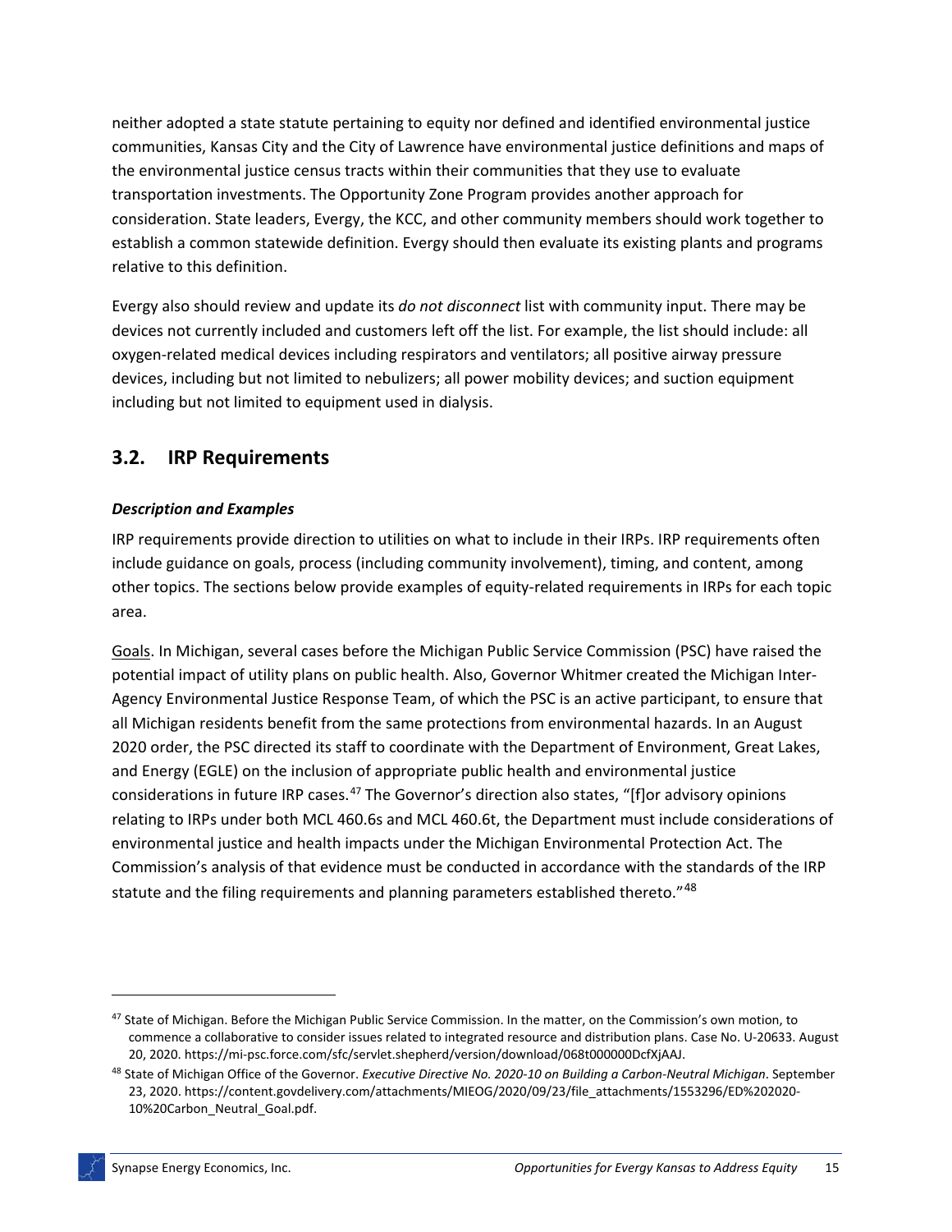neither adopted a state statute pertaining to equity nor defined and identified environmental justice communities, Kansas City and the City of Lawrence have environmental justice definitions and maps of the environmental justice census tracts within their communities that they use to evaluate transportation investments. The Opportunity Zone Program provides another approach for consideration. State leaders, Evergy, the KCC, and other community members should work together to establish a common statewide definition. Evergy should then evaluate its existing plants and programs relative to this definition.

Evergy also should review and update its *do not disconnect* list with community input. There may be devices not currently included and customers left off the list. For example, the list should include: all oxygen-related medical devices including respirators and ventilators; all positive airway pressure devices, including but not limited to nebulizers; all power mobility devices; and suction equipment including but not limited to equipment used in dialysis.

## 3.2. IRP Requirements

***Description and Examples***

IRP requirements provide direction to utilities on what to include in their IRPs. IRP requirements often include guidance on goals, process (including community involvement), timing, and content, among other topics. The sections below provide examples of equity-related requirements in IRPs for each topic area.

Goals. In Michigan, several cases before the Michigan Public Service Commission (PSC) have raised the potential impact of utility plans on public health. Also, Governor Whitmer created the Michigan Inter-Agency Environmental Justice Response Team, of which the PSC is an active participant, to ensure that all Michigan residents benefit from the same protections from environmental hazards. In an August 2020 order, the PSC directed its staff to coordinate with the Department of Environment, Great Lakes, and Energy (EGLE) on the inclusion of appropriate public health and environmental justice considerations in future IRP cases.[47] The Governor's direction also states, "[f]or advisory opinions relating to IRPs under both MCL 460.6s and MCL 460.6t, the Department must include considerations of environmental justice and health impacts under the Michigan Environmental Protection Act. The Commission's analysis of that evidence must be conducted in accordance with the standards of the IRP statute and the filing requirements and planning parameters established thereto."[48]

[47] State of Michigan. Before the Michigan Public Service Commission. In the matter, on the Commission's own motion, to commence a collaborative to consider issues related to integrated resource and distribution plans. Case No. U-20633. August 20, 2020. https://mi-psc.force.com/sfc/servlet.shepherd/version/download/068t000000DcfXjAAJ.

[48] State of Michigan Office of the Governor. *Executive Directive No. 2020-10 on Building a Carbon-Neutral Michigan*. September 23, 2020. https://content.govdelivery.com/attachments/MIEOG/2020/09/23/file_attachments/1553296/ED%202020-10%20Carbon_Neutral_Goal.pdf.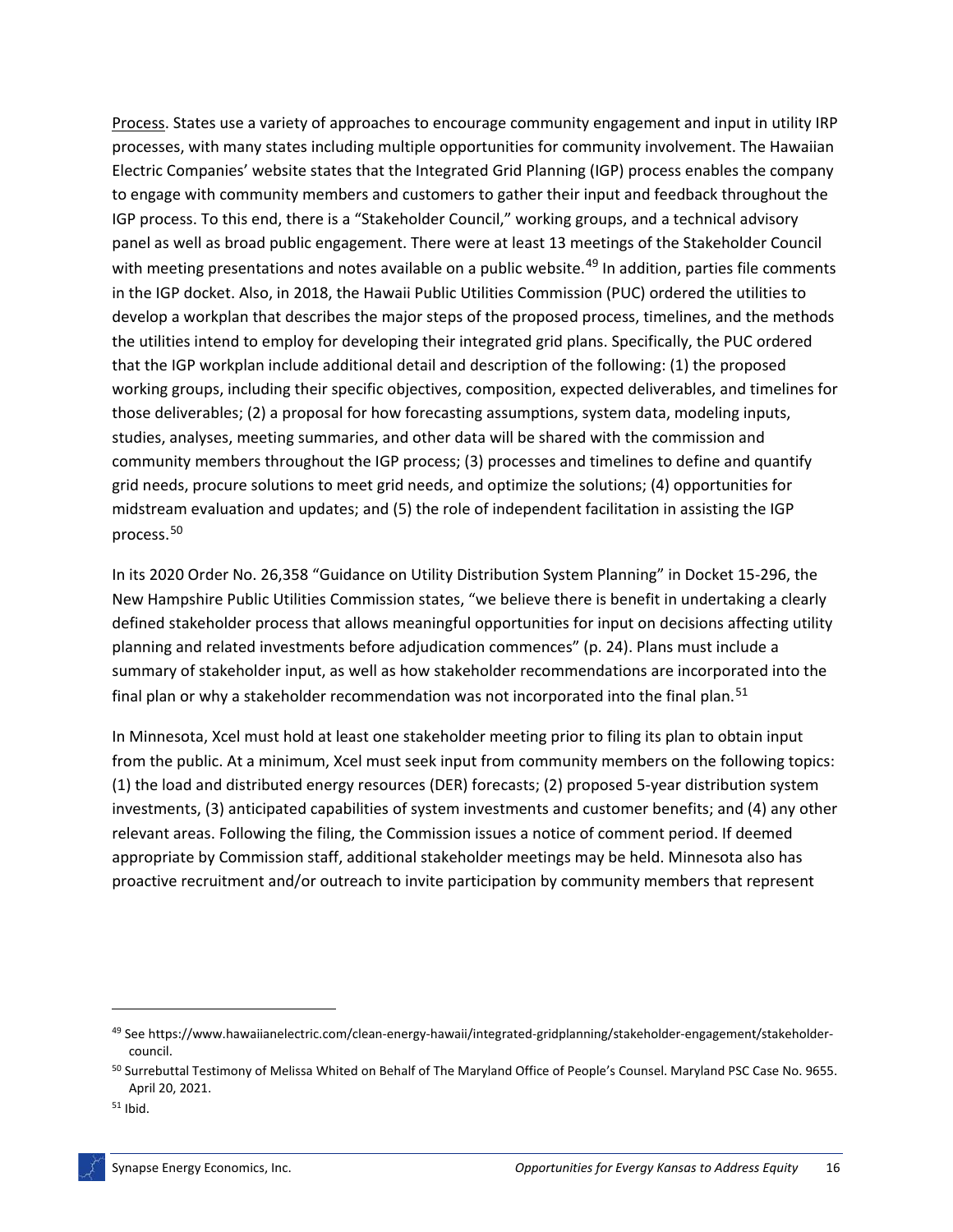Process. States use a variety of approaches to encourage community engagement and input in utility IRP processes, with many states including multiple opportunities for community involvement. The Hawaiian Electric Companies' website states that the Integrated Grid Planning (IGP) process enables the company to engage with community members and customers to gather their input and feedback throughout the IGP process. To this end, there is a "Stakeholder Council," working groups, and a technical advisory panel as well as broad public engagement. There were at least 13 meetings of the Stakeholder Council with meeting presentations and notes available on a public website.[49] In addition, parties file comments in the IGP docket. Also, in 2018, the Hawaii Public Utilities Commission (PUC) ordered the utilities to develop a workplan that describes the major steps of the proposed process, timelines, and the methods the utilities intend to employ for developing their integrated grid plans. Specifically, the PUC ordered that the IGP workplan include additional detail and description of the following: (1) the proposed working groups, including their specific objectives, composition, expected deliverables, and timelines for those deliverables; (2) a proposal for how forecasting assumptions, system data, modeling inputs, studies, analyses, meeting summaries, and other data will be shared with the commission and community members throughout the IGP process; (3) processes and timelines to define and quantify grid needs, procure solutions to meet grid needs, and optimize the solutions; (4) opportunities for midstream evaluation and updates; and (5) the role of independent facilitation in assisting the IGP process.[50]

In its 2020 Order No. 26,358 "Guidance on Utility Distribution System Planning" in Docket 15-296, the New Hampshire Public Utilities Commission states, "we believe there is benefit in undertaking a clearly defined stakeholder process that allows meaningful opportunities for input on decisions affecting utility planning and related investments before adjudication commences" (p. 24). Plans must include a summary of stakeholder input, as well as how stakeholder recommendations are incorporated into the final plan or why a stakeholder recommendation was not incorporated into the final plan.[51]

In Minnesota, Xcel must hold at least one stakeholder meeting prior to filing its plan to obtain input from the public. At a minimum, Xcel must seek input from community members on the following topics: (1) the load and distributed energy resources (DER) forecasts; (2) proposed 5-year distribution system investments, (3) anticipated capabilities of system investments and customer benefits; and (4) any other relevant areas. Following the filing, the Commission issues a notice of comment period. If deemed appropriate by Commission staff, additional stakeholder meetings may be held. Minnesota also has proactive recruitment and/or outreach to invite participation by community members that represent

---

[49] See https://www.hawaiianelectric.com/clean-energy-hawaii/integrated-gridplanning/stakeholder-engagement/stakeholder-council.

[50] Surrebuttal Testimony of Melissa Whited on Behalf of The Maryland Office of People's Counsel. Maryland PSC Case No. 9655. April 20, 2021.

[51] Ibid.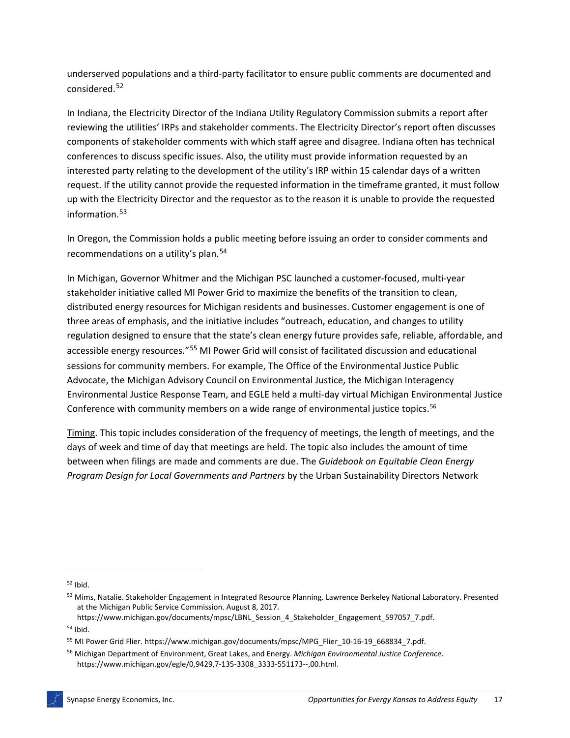underserved populations and a third-party facilitator to ensure public comments are documented and considered.[52]

In Indiana, the Electricity Director of the Indiana Utility Regulatory Commission submits a report after reviewing the utilities' IRPs and stakeholder comments. The Electricity Director's report often discusses components of stakeholder comments with which staff agree and disagree. Indiana often has technical conferences to discuss specific issues. Also, the utility must provide information requested by an interested party relating to the development of the utility's IRP within 15 calendar days of a written request. If the utility cannot provide the requested information in the timeframe granted, it must follow up with the Electricity Director and the requestor as to the reason it is unable to provide the requested information.[53]

In Oregon, the Commission holds a public meeting before issuing an order to consider comments and recommendations on a utility's plan.[54]

In Michigan, Governor Whitmer and the Michigan PSC launched a customer-focused, multi-year stakeholder initiative called MI Power Grid to maximize the benefits of the transition to clean, distributed energy resources for Michigan residents and businesses. Customer engagement is one of three areas of emphasis, and the initiative includes "outreach, education, and changes to utility regulation designed to ensure that the state's clean energy future provides safe, reliable, affordable, and accessible energy resources."[55] MI Power Grid will consist of facilitated discussion and educational sessions for community members. For example, The Office of the Environmental Justice Public Advocate, the Michigan Advisory Council on Environmental Justice, the Michigan Interagency Environmental Justice Response Team, and EGLE held a multi-day virtual Michigan Environmental Justice Conference with community members on a wide range of environmental justice topics.[56]

<u>Timing</u>. This topic includes consideration of the frequency of meetings, the length of meetings, and the days of week and time of day that meetings are held. The topic also includes the amount of time between when filings are made and comments are due. The *Guidebook on Equitable Clean Energy Program Design for Local Governments and Partners* by the Urban Sustainability Directors Network

---

[52] Ibid.

[53] Mims, Natalie. Stakeholder Engagement in Integrated Resource Planning. Lawrence Berkeley National Laboratory. Presented at the Michigan Public Service Commission. August 8, 2017. https://www.michigan.gov/documents/mpsc/LBNL_Session_4_Stakeholder_Engagement_597057_7.pdf.

[54] Ibid.

[55] MI Power Grid Flier. https://www.michigan.gov/documents/mpsc/MPG_Flier_10-16-19_668834_7.pdf.

[56] Michigan Department of Environment, Great Lakes, and Energy. *Michigan Environmental Justice Conference*. https://www.michigan.gov/egle/0,9429,7-135-3308_3333-551173--,00.html.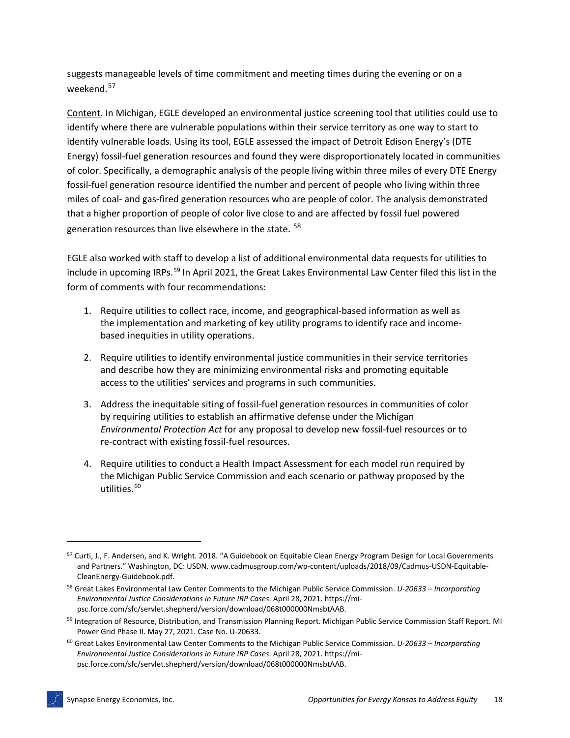suggests manageable levels of time commitment and meeting times during the evening or on a weekend.[57]

Content. In Michigan, EGLE developed an environmental justice screening tool that utilities could use to identify where there are vulnerable populations within their service territory as one way to start to identify vulnerable loads. Using its tool, EGLE assessed the impact of Detroit Edison Energy's (DTE Energy) fossil-fuel generation resources and found they were disproportionately located in communities of color. Specifically, a demographic analysis of the people living within three miles of every DTE Energy fossil-fuel generation resource identified the number and percent of people who living within three miles of coal- and gas-fired generation resources who are people of color. The analysis demonstrated that a higher proportion of people of color live close to and are affected by fossil fuel powered generation resources than live elsewhere in the state. [58]

EGLE also worked with staff to develop a list of additional environmental data requests for utilities to include in upcoming IRPs.[59] In April 2021, the Great Lakes Environmental Law Center filed this list in the form of comments with four recommendations:

1. Require utilities to collect race, income, and geographical-based information as well as the implementation and marketing of key utility programs to identify race and income-based inequities in utility operations.
2. Require utilities to identify environmental justice communities in their service territories and describe how they are minimizing environmental risks and promoting equitable access to the utilities' services and programs in such communities.
3. Address the inequitable siting of fossil-fuel generation resources in communities of color by requiring utilities to establish an affirmative defense under the Michigan *Environmental Protection Act* for any proposal to develop new fossil-fuel resources or to re-contract with existing fossil-fuel resources.
4. Require utilities to conduct a Health Impact Assessment for each model run required by the Michigan Public Service Commission and each scenario or pathway proposed by the utilities.[60]

---

[57] Curti, J., F. Andersen, and K. Wright. 2018. "A Guidebook on Equitable Clean Energy Program Design for Local Governments and Partners." Washington, DC: USDN. www.cadmusgroup.com/wp-content/uploads/2018/09/Cadmus-USDN-Equitable-CleanEnergy-Guidebook.pdf.

[58] Great Lakes Environmental Law Center Comments to the Michigan Public Service Commission. *U-20633 – Incorporating Environmental Justice Considerations in Future IRP Cases*. April 28, 2021. https://mi-psc.force.com/sfc/servlet.shepherd/version/download/068t000000NmsbtAAB.

[59] Integration of Resource, Distribution, and Transmission Planning Report. Michigan Public Service Commission Staff Report. MI Power Grid Phase II. May 27, 2021. Case No. U-20633.

[60] Great Lakes Environmental Law Center Comments to the Michigan Public Service Commission. *U-20633 – Incorporating Environmental Justice Considerations in Future IRP Cases*. April 28, 2021. https://mi-psc.force.com/sfc/servlet.shepherd/version/download/068t000000NmsbtAAB.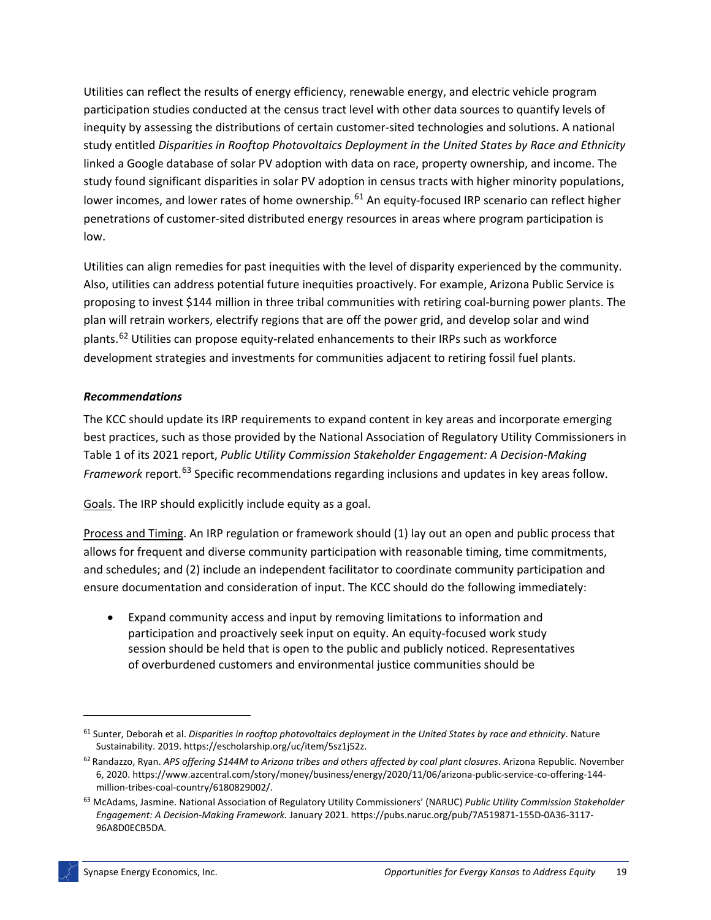Utilities can reflect the results of energy efficiency, renewable energy, and electric vehicle program participation studies conducted at the census tract level with other data sources to quantify levels of inequity by assessing the distributions of certain customer-sited technologies and solutions. A national study entitled *Disparities in Rooftop Photovoltaics Deployment in the United States by Race and Ethnicity* linked a Google database of solar PV adoption with data on race, property ownership, and income. The study found significant disparities in solar PV adoption in census tracts with higher minority populations, lower incomes, and lower rates of home ownership.[61] An equity-focused IRP scenario can reflect higher penetrations of customer-sited distributed energy resources in areas where program participation is low.

Utilities can align remedies for past inequities with the level of disparity experienced by the community. Also, utilities can address potential future inequities proactively. For example, Arizona Public Service is proposing to invest $144 million in three tribal communities with retiring coal-burning power plants. The plan will retrain workers, electrify regions that are off the power grid, and develop solar and wind plants.[62] Utilities can propose equity-related enhancements to their IRPs such as workforce development strategies and investments for communities adjacent to retiring fossil fuel plants.

***Recommendations***

The KCC should update its IRP requirements to expand content in key areas and incorporate emerging best practices, such as those provided by the National Association of Regulatory Utility Commissioners in Table 1 of its 2021 report, *Public Utility Commission Stakeholder Engagement: A Decision-Making Framework* report.[63] Specific recommendations regarding inclusions and updates in key areas follow.

<u>Goals</u>. The IRP should explicitly include equity as a goal.

<u>Process and Timing</u>. An IRP regulation or framework should (1) lay out an open and public process that allows for frequent and diverse community participation with reasonable timing, time commitments, and schedules; and (2) include an independent facilitator to coordinate community participation and ensure documentation and consideration of input. The KCC should do the following immediately:

- Expand community access and input by removing limitations to information and participation and proactively seek input on equity. An equity-focused work study session should be held that is open to the public and publicly noticed. Representatives of overburdened customers and environmental justice communities should be

---

[61] Sunter, Deborah et al. *Disparities in rooftop photovoltaics deployment in the United States by race and ethnicity*. Nature Sustainability. 2019. https://escholarship.org/uc/item/5sz1j52z.

[62] Randazzo, Ryan. *APS offering $144M to Arizona tribes and others affected by coal plant closures*. Arizona Republic. November 6, 2020. https://www.azcentral.com/story/money/business/energy/2020/11/06/arizona-public-service-co-offering-144-million-tribes-coal-country/6180829002/.

[63] McAdams, Jasmine. National Association of Regulatory Utility Commissioners' (NARUC) *Public Utility Commission Stakeholder Engagement: A Decision-Making Framework.* January 2021. https://pubs.naruc.org/pub/7A519871-155D-0A36-3117-96A8D0ECB5DA.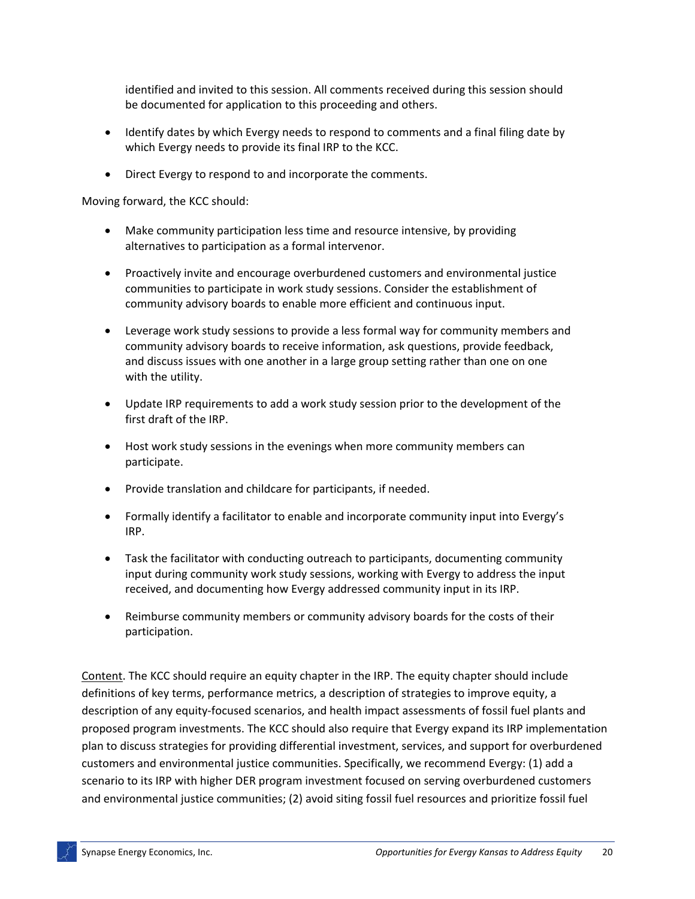identified and invited to this session. All comments received during this session should be documented for application to this proceeding and others.

- Identify dates by which Evergy needs to respond to comments and a final filing date by which Evergy needs to provide its final IRP to the KCC.
- Direct Evergy to respond to and incorporate the comments.

Moving forward, the KCC should:

- Make community participation less time and resource intensive, by providing alternatives to participation as a formal intervenor.
- Proactively invite and encourage overburdened customers and environmental justice communities to participate in work study sessions. Consider the establishment of community advisory boards to enable more efficient and continuous input.
- Leverage work study sessions to provide a less formal way for community members and community advisory boards to receive information, ask questions, provide feedback, and discuss issues with one another in a large group setting rather than one on one with the utility.
- Update IRP requirements to add a work study session prior to the development of the first draft of the IRP.
- Host work study sessions in the evenings when more community members can participate.
- Provide translation and childcare for participants, if needed.
- Formally identify a facilitator to enable and incorporate community input into Evergy's IRP.
- Task the facilitator with conducting outreach to participants, documenting community input during community work study sessions, working with Evergy to address the input received, and documenting how Evergy addressed community input in its IRP.
- Reimburse community members or community advisory boards for the costs of their participation.

Content. The KCC should require an equity chapter in the IRP. The equity chapter should include definitions of key terms, performance metrics, a description of strategies to improve equity, a description of any equity-focused scenarios, and health impact assessments of fossil fuel plants and proposed program investments. The KCC should also require that Evergy expand its IRP implementation plan to discuss strategies for providing differential investment, services, and support for overburdened customers and environmental justice communities. Specifically, we recommend Evergy: (1) add a scenario to its IRP with higher DER program investment focused on serving overburdened customers and environmental justice communities; (2) avoid siting fossil fuel resources and prioritize fossil fuel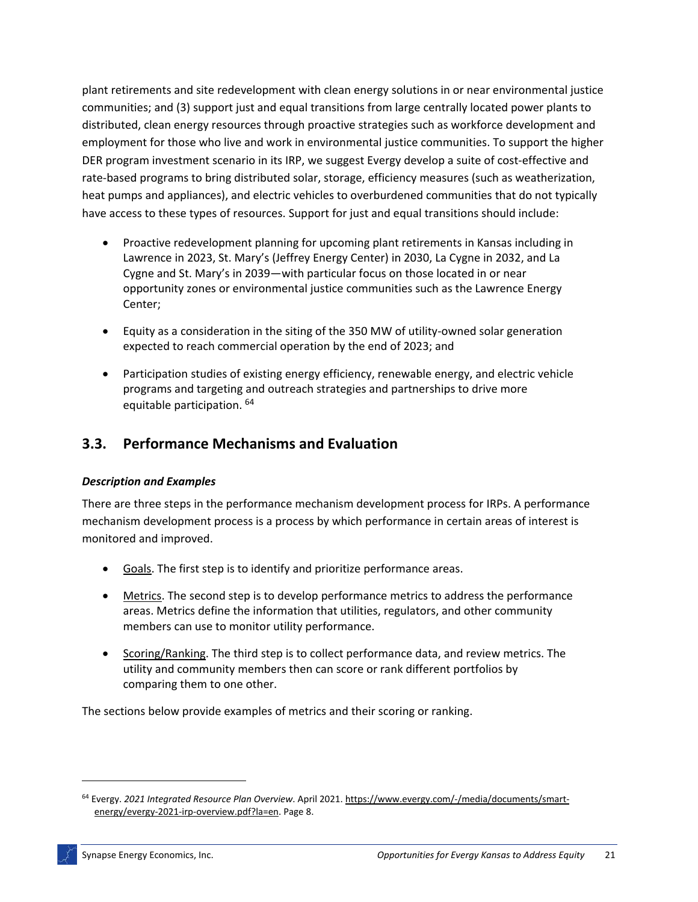plant retirements and site redevelopment with clean energy solutions in or near environmental justice communities; and (3) support just and equal transitions from large centrally located power plants to distributed, clean energy resources through proactive strategies such as workforce development and employment for those who live and work in environmental justice communities. To support the higher DER program investment scenario in its IRP, we suggest Evergy develop a suite of cost-effective and rate-based programs to bring distributed solar, storage, efficiency measures (such as weatherization, heat pumps and appliances), and electric vehicles to overburdened communities that do not typically have access to these types of resources. Support for just and equal transitions should include:

- Proactive redevelopment planning for upcoming plant retirements in Kansas including in Lawrence in 2023, St. Mary's (Jeffrey Energy Center) in 2030, La Cygne in 2032, and La Cygne and St. Mary's in 2039—with particular focus on those located in or near opportunity zones or environmental justice communities such as the Lawrence Energy Center;
- Equity as a consideration in the siting of the 350 MW of utility-owned solar generation expected to reach commercial operation by the end of 2023; and
- Participation studies of existing energy efficiency, renewable energy, and electric vehicle programs and targeting and outreach strategies and partnerships to drive more equitable participation. [64]

## 3.3. Performance Mechanisms and Evaluation

***Description and Examples***

There are three steps in the performance mechanism development process for IRPs. A performance mechanism development process is a process by which performance in certain areas of interest is monitored and improved.

- Goals. The first step is to identify and prioritize performance areas.
- Metrics. The second step is to develop performance metrics to address the performance areas. Metrics define the information that utilities, regulators, and other community members can use to monitor utility performance.
- Scoring/Ranking. The third step is to collect performance data, and review metrics. The utility and community members then can score or rank different portfolios by comparing them to one other.

The sections below provide examples of metrics and their scoring or ranking.

---

[64] Evergy. *2021 Integrated Resource Plan Overview*. April 2021. https://www.evergy.com/-/media/documents/smart-energy/evergy-2021-irp-overview.pdf?la=en. Page 8.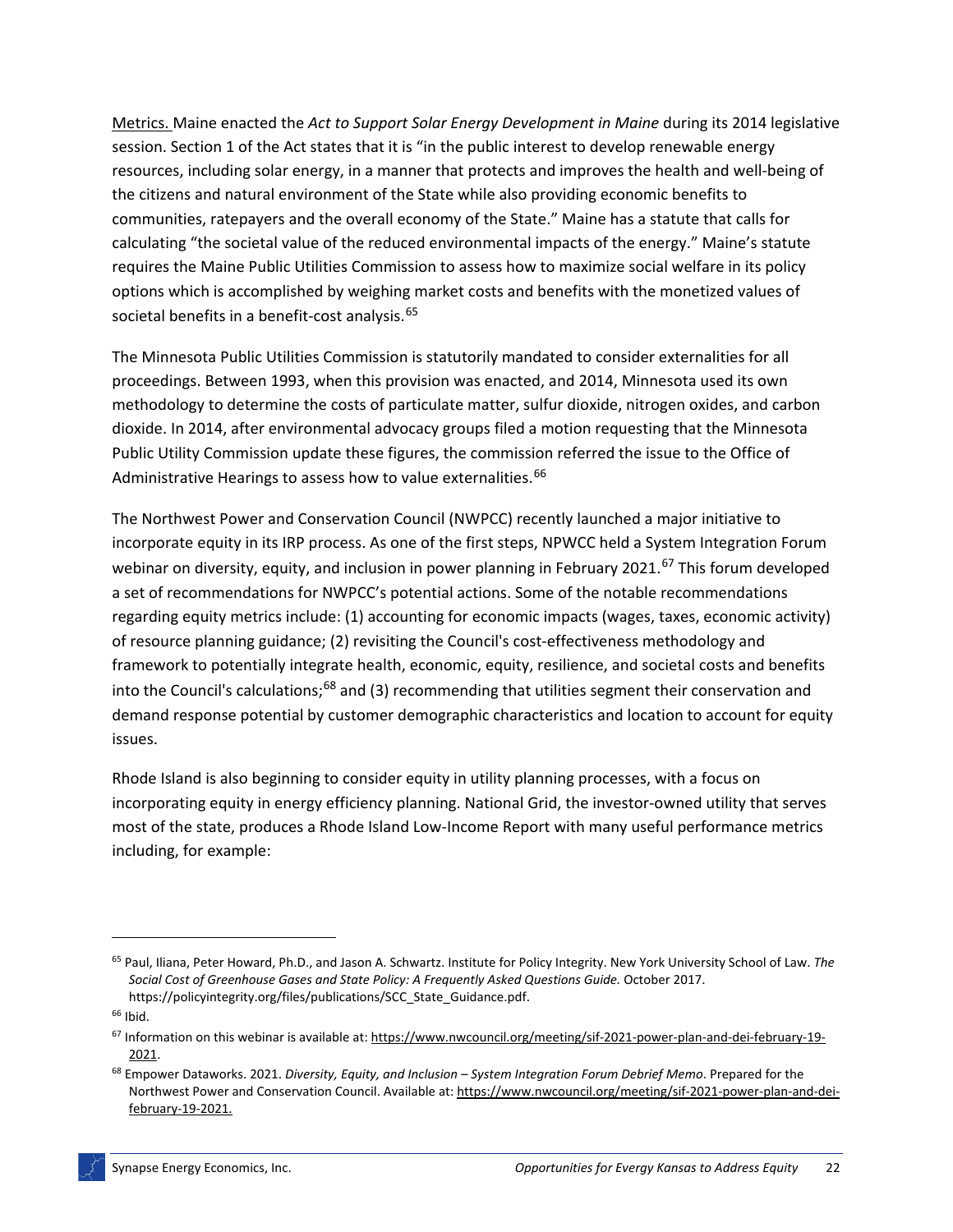Metrics. Maine enacted the *Act to Support Solar Energy Development in Maine* during its 2014 legislative session. Section 1 of the Act states that it is "in the public interest to develop renewable energy resources, including solar energy, in a manner that protects and improves the health and well-being of the citizens and natural environment of the State while also providing economic benefits to communities, ratepayers and the overall economy of the State." Maine has a statute that calls for calculating "the societal value of the reduced environmental impacts of the energy." Maine's statute requires the Maine Public Utilities Commission to assess how to maximize social welfare in its policy options which is accomplished by weighing market costs and benefits with the monetized values of societal benefits in a benefit-cost analysis.[65]

The Minnesota Public Utilities Commission is statutorily mandated to consider externalities for all proceedings. Between 1993, when this provision was enacted, and 2014, Minnesota used its own methodology to determine the costs of particulate matter, sulfur dioxide, nitrogen oxides, and carbon dioxide. In 2014, after environmental advocacy groups filed a motion requesting that the Minnesota Public Utility Commission update these figures, the commission referred the issue to the Office of Administrative Hearings to assess how to value externalities.[66]

The Northwest Power and Conservation Council (NWPCC) recently launched a major initiative to incorporate equity in its IRP process. As one of the first steps, NPWCC held a System Integration Forum webinar on diversity, equity, and inclusion in power planning in February 2021.[67] This forum developed a set of recommendations for NWPCC's potential actions. Some of the notable recommendations regarding equity metrics include: (1) accounting for economic impacts (wages, taxes, economic activity) of resource planning guidance; (2) revisiting the Council's cost-effectiveness methodology and framework to potentially integrate health, economic, equity, resilience, and societal costs and benefits into the Council's calculations;[68] and (3) recommending that utilities segment their conservation and demand response potential by customer demographic characteristics and location to account for equity issues.

Rhode Island is also beginning to consider equity in utility planning processes, with a focus on incorporating equity in energy efficiency planning. National Grid, the investor-owned utility that serves most of the state, produces a Rhode Island Low-Income Report with many useful performance metrics including, for example:

---

[65] Paul, Iliana, Peter Howard, Ph.D., and Jason A. Schwartz. Institute for Policy Integrity. New York University School of Law. *The Social Cost of Greenhouse Gases and State Policy: A Frequently Asked Questions Guide.* October 2017. https://policyintegrity.org/files/publications/SCC_State_Guidance.pdf.

[66] Ibid.

[67] Information on this webinar is available at: https://www.nwcouncil.org/meeting/sif-2021-power-plan-and-dei-february-19-2021.

[68] Empower Dataworks. 2021. *Diversity, Equity, and Inclusion – System Integration Forum Debrief Memo*. Prepared for the Northwest Power and Conservation Council. Available at: https://www.nwcouncil.org/meeting/sif-2021-power-plan-and-dei-february-19-2021.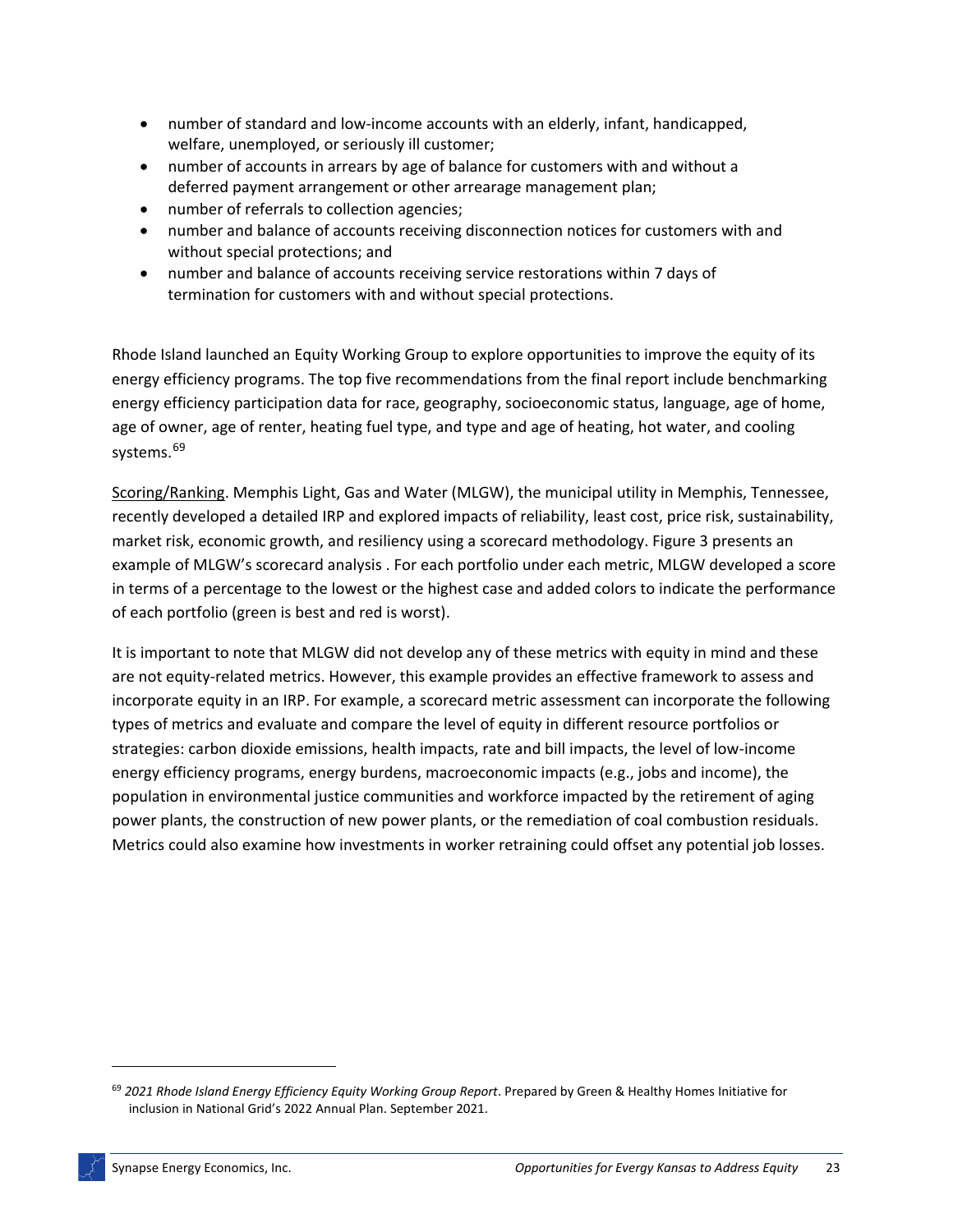- number of standard and low-income accounts with an elderly, infant, handicapped, welfare, unemployed, or seriously ill customer;
- number of accounts in arrears by age of balance for customers with and without a deferred payment arrangement or other arrearage management plan;
- number of referrals to collection agencies;
- number and balance of accounts receiving disconnection notices for customers with and without special protections; and
- number and balance of accounts receiving service restorations within 7 days of termination for customers with and without special protections.

Rhode Island launched an Equity Working Group to explore opportunities to improve the equity of its energy efficiency programs. The top five recommendations from the final report include benchmarking energy efficiency participation data for race, geography, socioeconomic status, language, age of home, age of owner, age of renter, heating fuel type, and type and age of heating, hot water, and cooling systems.[69]

Scoring/Ranking. Memphis Light, Gas and Water (MLGW), the municipal utility in Memphis, Tennessee, recently developed a detailed IRP and explored impacts of reliability, least cost, price risk, sustainability, market risk, economic growth, and resiliency using a scorecard methodology. Figure 3 presents an example of MLGW's scorecard analysis . For each portfolio under each metric, MLGW developed a score in terms of a percentage to the lowest or the highest case and added colors to indicate the performance of each portfolio (green is best and red is worst).

It is important to note that MLGW did not develop any of these metrics with equity in mind and these are not equity-related metrics. However, this example provides an effective framework to assess and incorporate equity in an IRP. For example, a scorecard metric assessment can incorporate the following types of metrics and evaluate and compare the level of equity in different resource portfolios or strategies: carbon dioxide emissions, health impacts, rate and bill impacts, the level of low-income energy efficiency programs, energy burdens, macroeconomic impacts (e.g., jobs and income), the population in environmental justice communities and workforce impacted by the retirement of aging power plants, the construction of new power plants, or the remediation of coal combustion residuals. Metrics could also examine how investments in worker retraining could offset any potential job losses.

[69] *2021 Rhode Island Energy Efficiency Equity Working Group Report*. Prepared by Green & Healthy Homes Initiative for inclusion in National Grid's 2022 Annual Plan. September 2021.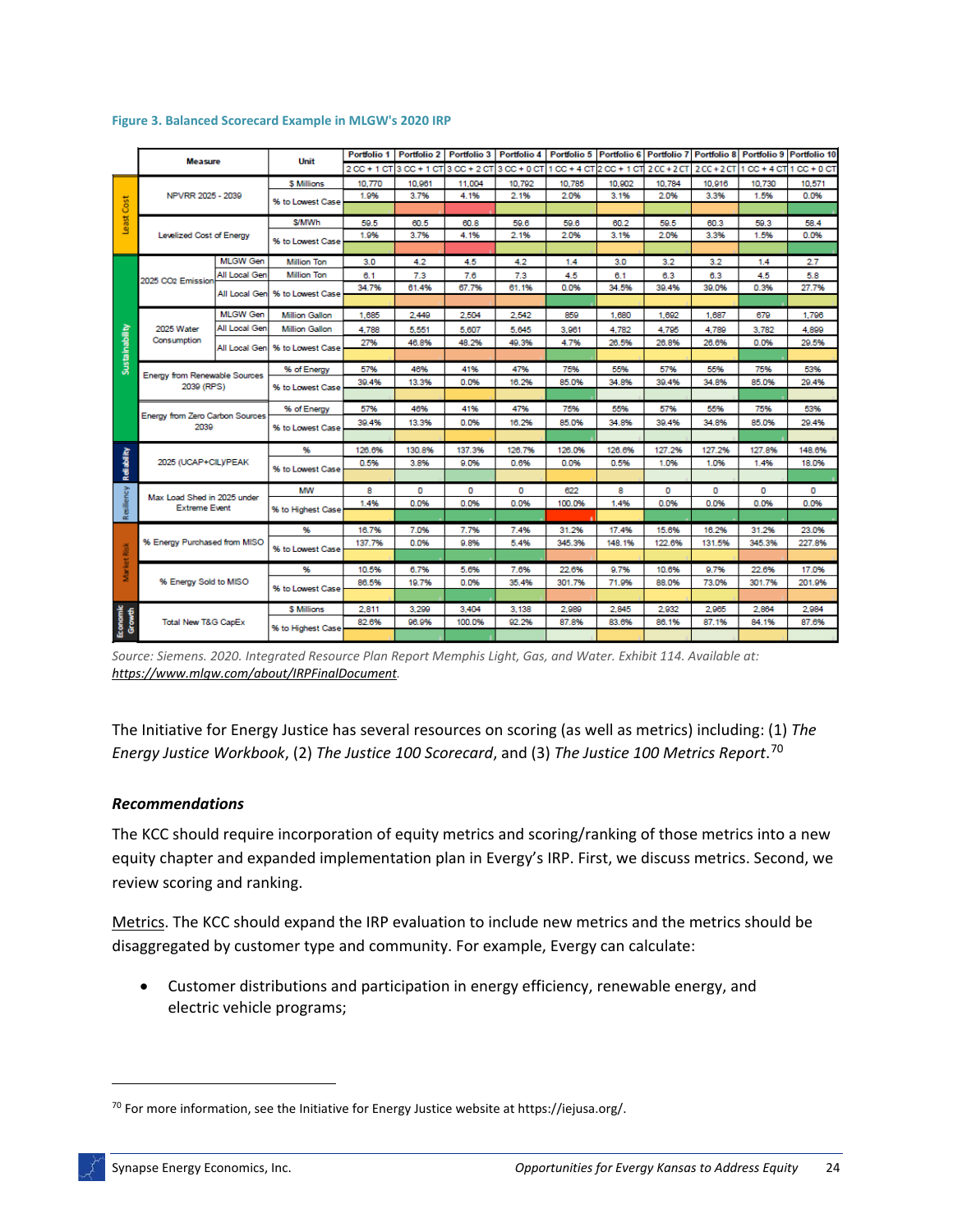**Figure 3. Balanced Scorecard Example in MLGW's 2020 IRP**

| Category | Measure | | Unit | Portfolio 1 | Portfolio 2 | Portfolio 3 | Portfolio 4 | Portfolio 5 | Portfolio 6 | Portfolio 7 | Portfolio 8 | Portfolio 9 | Portfolio 10 |
|---|---|---|---|---|---|---|---|---|---|---|---|---|---|
| | | | | 2 CC + 1 CT | 3 CC + 1 CT | 3 CC + 2 CT | 3 CC + 0 CT | 1 CC + 4 CT | 2 CC + 1 CT | 2 CC + 2 CT | 2 CC + 2 CT | 1 CC + 4 CT | 1 CC + 0 CT |
| Least Cost | NPVRR 2025 - 2039 | | $ Millions | 10,770 | 10,961 | 11,004 | 10,792 | 10,785 | 10,902 | 10,784 | 10,916 | 10,730 | 10,571 |
| | | | % to Lowest Case | 1.9% | 3.7% | 4.1% | 2.1% | 2.0% | 3.1% | 2.0% | 3.3% | 1.5% | 0.0% |
| | Levelized Cost of Energy | | $/MWh | 59.5 | 60.5 | 60.8 | 59.6 | 59.6 | 60.2 | 59.5 | 60.3 | 59.3 | 58.4 |
| | | | % to Lowest Case | 1.9% | 3.7% | 4.1% | 2.1% | 2.0% | 3.1% | 2.0% | 3.3% | 1.5% | 0.0% |
| Sustainability | 2025 CO2 Emission | MLGW Gen | Million Ton | 3.0 | 4.2 | 4.5 | 4.2 | 1.4 | 3.0 | 3.2 | 3.2 | 1.4 | 2.7 |
| | | All Local Gen | Million Ton | 6.1 | 7.3 | 7.6 | 7.3 | 4.5 | 6.1 | 6.3 | 6.3 | 4.5 | 5.8 |
| | | All Local Gen | % to Lowest Case | 34.7% | 61.4% | 67.7% | 61.1% | 0.0% | 34.5% | 39.4% | 39.0% | 0.3% | 27.7% |
| | 2025 Water Consumption | MLGW Gen | Million Gallon | 1,685 | 2,449 | 2,504 | 2,542 | 859 | 1,680 | 1,692 | 1,687 | 679 | 1,796 |
| | | All Local Gen | Million Gallon | 4,788 | 5,551 | 5,607 | 5,645 | 3,961 | 4,782 | 4,795 | 4,789 | 3,782 | 4,899 |
| | | All Local Gen | % to Lowest Case | 27% | 46.8% | 48.2% | 49.3% | 4.7% | 26.5% | 26.8% | 26.6% | 0.0% | 29.5% |
| | Energy from Renewable Sources 2039 (RPS) | | % of Energy | 57% | 46% | 41% | 47% | 75% | 55% | 57% | 55% | 75% | 53% |
| | | | % to Lowest Case | 39.4% | 13.3% | 0.0% | 16.2% | 85.0% | 34.8% | 39.4% | 34.8% | 85.0% | 29.4% |
| | Energy from Zero Carbon Sources 2039 | | % of Energy | 57% | 46% | 41% | 47% | 75% | 55% | 57% | 55% | 75% | 53% |
| | | | % to Lowest Case | 39.4% | 13.3% | 0.0% | 16.2% | 85.0% | 34.8% | 39.4% | 34.8% | 85.0% | 29.4% |
| Reliability | 2025 (UCAP+CIL)/PEAK | | % | 126.6% | 130.8% | 137.3% | 126.7% | 126.0% | 126.6% | 127.2% | 127.2% | 127.8% | 148.6% |
| | | | % to Lowest Case | 0.5% | 3.8% | 9.0% | 0.6% | 0.0% | 0.5% | 1.0% | 1.0% | 1.4% | 18.0% |
| Resiliency | Max Load Shed in 2025 under Extreme Event | | MW | 8 | 0 | 0 | 0 | 622 | 8 | 0 | 0 | 0 | 0 |
| | | | % to Highest Case | 1.4% | 0.0% | 0.0% | 0.0% | 100.0% | 1.4% | 0.0% | 0.0% | 0.0% | 0.0% |
| Market Risk | % Energy Purchased from MISO | | % | 16.7% | 7.0% | 7.7% | 7.4% | 31.2% | 17.4% | 15.6% | 16.2% | 31.2% | 23.0% |
| | | | % to Lowest Case | 137.7% | 0.0% | 9.8% | 5.4% | 345.3% | 148.1% | 122.6% | 131.5% | 345.3% | 227.8% |
| | % Energy Sold to MISO | | % | 10.5% | 6.7% | 5.6% | 7.6% | 22.6% | 9.7% | 10.6% | 9.7% | 22.6% | 17.0% |
| | | | % to Lowest Case | 86.5% | 19.7% | 0.0% | 35.4% | 301.7% | 71.9% | 88.0% | 73.0% | 301.7% | 201.9% |
| Economic Growth | Total New T&G CapEx | | $ Millions | 2,811 | 3,299 | 3,404 | 3,138 | 2,989 | 2,845 | 2,932 | 2,965 | 2,864 | 2,984 |
| | | | % to Highest Case | 82.6% | 96.9% | 100.0% | 92.2% | 87.8% | 83.6% | 86.1% | 87.1% | 84.1% | 87.6% |

*Source: Siemens. 2020. Integrated Resource Plan Report Memphis Light, Gas, and Water. Exhibit 114. Available at: https://www.mlgw.com/about/IRPFinalDocument.*

The Initiative for Energy Justice has several resources on scoring (as well as metrics) including: (1) *The Energy Justice Workbook*, (2) *The Justice 100 Scorecard*, and (3) *The Justice 100 Metrics Report*.[70]

### *Recommendations*

The KCC should require incorporation of equity metrics and scoring/ranking of those metrics into a new equity chapter and expanded implementation plan in Evergy's IRP. First, we discuss metrics. Second, we review scoring and ranking.

Metrics. The KCC should expand the IRP evaluation to include new metrics and the metrics should be disaggregated by customer type and community. For example, Evergy can calculate:

- Customer distributions and participation in energy efficiency, renewable energy, and electric vehicle programs;

[70] For more information, see the Initiative for Energy Justice website at https://iejusa.org/.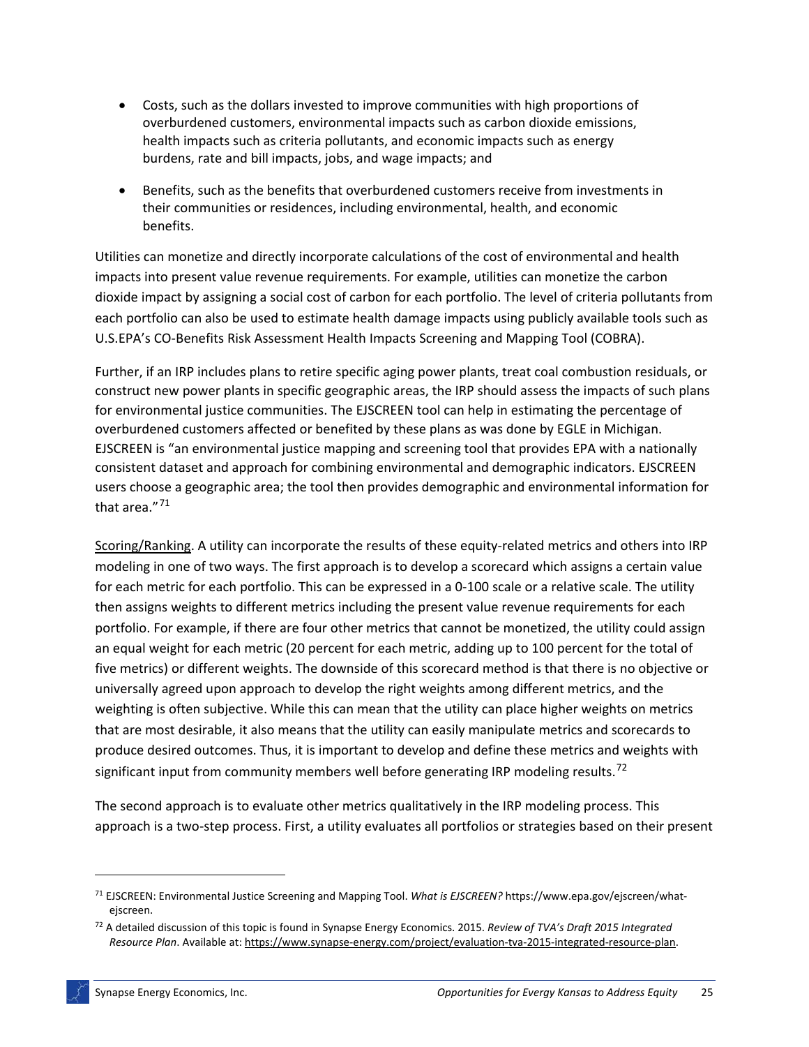- Costs, such as the dollars invested to improve communities with high proportions of overburdened customers, environmental impacts such as carbon dioxide emissions, health impacts such as criteria pollutants, and economic impacts such as energy burdens, rate and bill impacts, jobs, and wage impacts; and
- Benefits, such as the benefits that overburdened customers receive from investments in their communities or residences, including environmental, health, and economic benefits.

Utilities can monetize and directly incorporate calculations of the cost of environmental and health impacts into present value revenue requirements. For example, utilities can monetize the carbon dioxide impact by assigning a social cost of carbon for each portfolio. The level of criteria pollutants from each portfolio can also be used to estimate health damage impacts using publicly available tools such as U.S.EPA's CO-Benefits Risk Assessment Health Impacts Screening and Mapping Tool (COBRA).

Further, if an IRP includes plans to retire specific aging power plants, treat coal combustion residuals, or construct new power plants in specific geographic areas, the IRP should assess the impacts of such plans for environmental justice communities. The EJSCREEN tool can help in estimating the percentage of overburdened customers affected or benefited by these plans as was done by EGLE in Michigan. EJSCREEN is "an environmental justice mapping and screening tool that provides EPA with a nationally consistent dataset and approach for combining environmental and demographic indicators. EJSCREEN users choose a geographic area; the tool then provides demographic and environmental information for that area."[71]

Scoring/Ranking. A utility can incorporate the results of these equity-related metrics and others into IRP modeling in one of two ways. The first approach is to develop a scorecard which assigns a certain value for each metric for each portfolio. This can be expressed in a 0-100 scale or a relative scale. The utility then assigns weights to different metrics including the present value revenue requirements for each portfolio. For example, if there are four other metrics that cannot be monetized, the utility could assign an equal weight for each metric (20 percent for each metric, adding up to 100 percent for the total of five metrics) or different weights. The downside of this scorecard method is that there is no objective or universally agreed upon approach to develop the right weights among different metrics, and the weighting is often subjective. While this can mean that the utility can place higher weights on metrics that are most desirable, it also means that the utility can easily manipulate metrics and scorecards to produce desired outcomes. Thus, it is important to develop and define these metrics and weights with significant input from community members well before generating IRP modeling results.[72]

The second approach is to evaluate other metrics qualitatively in the IRP modeling process. This approach is a two-step process. First, a utility evaluates all portfolios or strategies based on their present

---

[71] EJSCREEN: Environmental Justice Screening and Mapping Tool. *What is EJSCREEN?* https://www.epa.gov/ejscreen/what-ejscreen.

[72] A detailed discussion of this topic is found in Synapse Energy Economics. 2015. *Review of TVA's Draft 2015 Integrated Resource Plan*. Available at: https://www.synapse-energy.com/project/evaluation-tva-2015-integrated-resource-plan.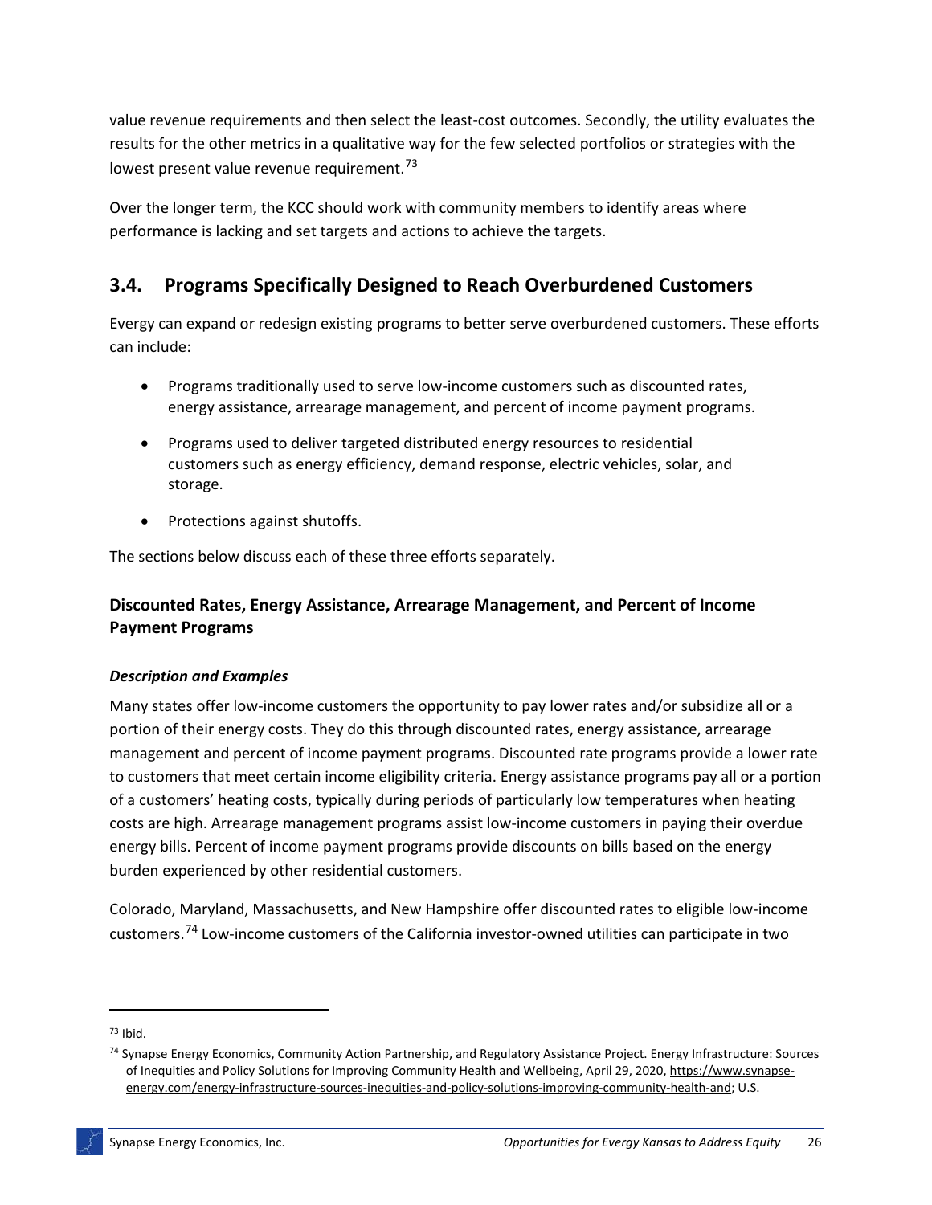value revenue requirements and then select the least-cost outcomes. Secondly, the utility evaluates the results for the other metrics in a qualitative way for the few selected portfolios or strategies with the lowest present value revenue requirement.[73]

Over the longer term, the KCC should work with community members to identify areas where performance is lacking and set targets and actions to achieve the targets.

## 3.4. Programs Specifically Designed to Reach Overburdened Customers

Evergy can expand or redesign existing programs to better serve overburdened customers. These efforts can include:

- Programs traditionally used to serve low-income customers such as discounted rates, energy assistance, arrearage management, and percent of income payment programs.
- Programs used to deliver targeted distributed energy resources to residential customers such as energy efficiency, demand response, electric vehicles, solar, and storage.
- Protections against shutoffs.

The sections below discuss each of these three efforts separately.

### Discounted Rates, Energy Assistance, Arrearage Management, and Percent of Income Payment Programs

***Description and Examples***

Many states offer low-income customers the opportunity to pay lower rates and/or subsidize all or a portion of their energy costs. They do this through discounted rates, energy assistance, arrearage management and percent of income payment programs. Discounted rate programs provide a lower rate to customers that meet certain income eligibility criteria. Energy assistance programs pay all or a portion of a customers' heating costs, typically during periods of particularly low temperatures when heating costs are high. Arrearage management programs assist low-income customers in paying their overdue energy bills. Percent of income payment programs provide discounts on bills based on the energy burden experienced by other residential customers.

Colorado, Maryland, Massachusetts, and New Hampshire offer discounted rates to eligible low-income customers.[74] Low-income customers of the California investor-owned utilities can participate in two

---

[73] Ibid.

[74] Synapse Energy Economics, Community Action Partnership, and Regulatory Assistance Project. Energy Infrastructure: Sources of Inequities and Policy Solutions for Improving Community Health and Wellbeing, April 29, 2020, https://www.synapse-energy.com/energy-infrastructure-sources-inequities-and-policy-solutions-improving-community-health-and; U.S.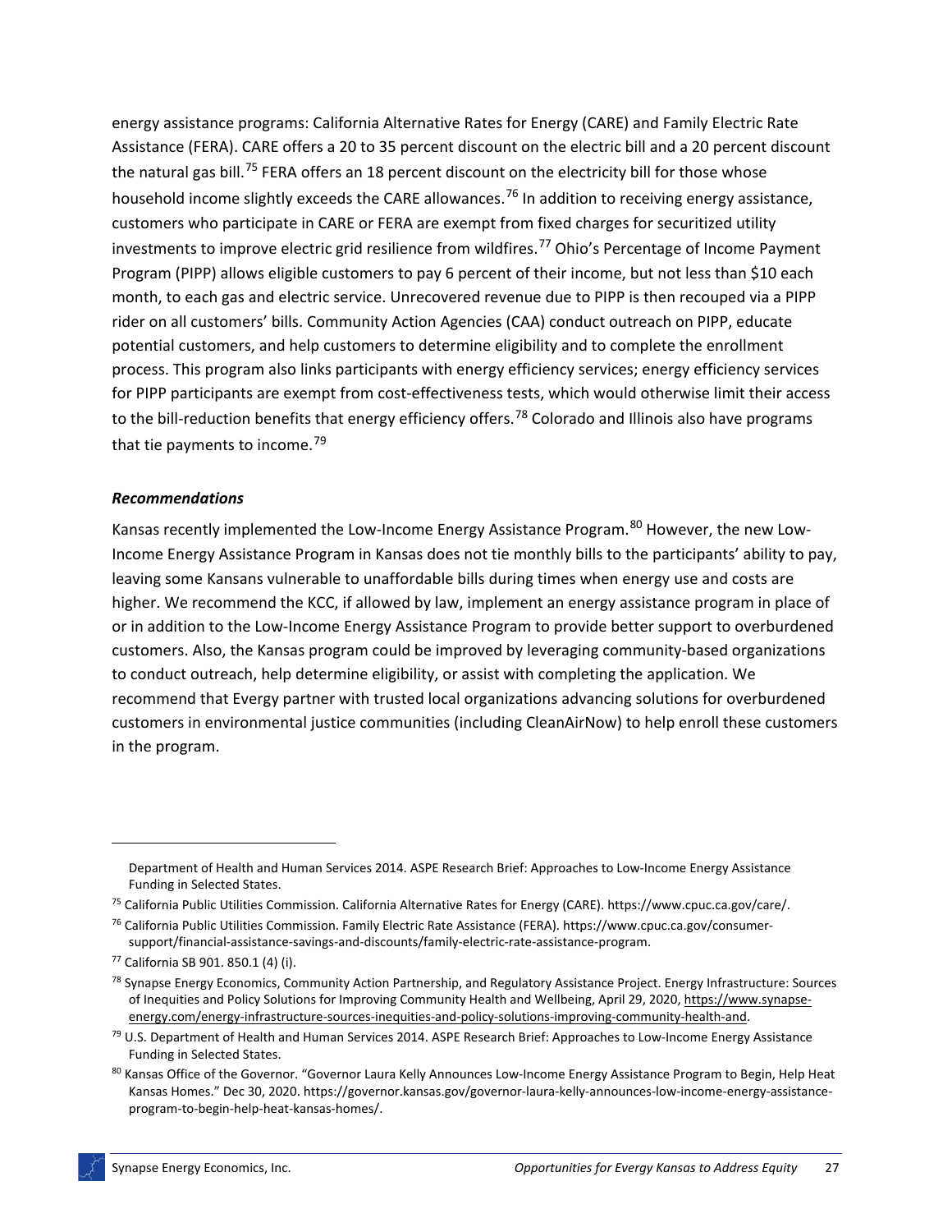energy assistance programs: California Alternative Rates for Energy (CARE) and Family Electric Rate Assistance (FERA). CARE offers a 20 to 35 percent discount on the electric bill and a 20 percent discount the natural gas bill.[75] FERA offers an 18 percent discount on the electricity bill for those whose household income slightly exceeds the CARE allowances.[76] In addition to receiving energy assistance, customers who participate in CARE or FERA are exempt from fixed charges for securitized utility investments to improve electric grid resilience from wildfires.[77] Ohio's Percentage of Income Payment Program (PIPP) allows eligible customers to pay 6 percent of their income, but not less than $10 each month, to each gas and electric service. Unrecovered revenue due to PIPP is then recouped via a PIPP rider on all customers' bills. Community Action Agencies (CAA) conduct outreach on PIPP, educate potential customers, and help customers to determine eligibility and to complete the enrollment process. This program also links participants with energy efficiency services; energy efficiency services for PIPP participants are exempt from cost-effectiveness tests, which would otherwise limit their access to the bill-reduction benefits that energy efficiency offers.[78] Colorado and Illinois also have programs that tie payments to income.[79]

***Recommendations***

Kansas recently implemented the Low-Income Energy Assistance Program.[80] However, the new Low-Income Energy Assistance Program in Kansas does not tie monthly bills to the participants' ability to pay, leaving some Kansans vulnerable to unaffordable bills during times when energy use and costs are higher. We recommend the KCC, if allowed by law, implement an energy assistance program in place of or in addition to the Low-Income Energy Assistance Program to provide better support to overburdened customers. Also, the Kansas program could be improved by leveraging community-based organizations to conduct outreach, help determine eligibility, or assist with completing the application. We recommend that Evergy partner with trusted local organizations advancing solutions for overburdened customers in environmental justice communities (including CleanAirNow) to help enroll these customers in the program.

---

Department of Health and Human Services 2014. ASPE Research Brief: Approaches to Low-Income Energy Assistance Funding in Selected States.

[75] California Public Utilities Commission. California Alternative Rates for Energy (CARE). https://www.cpuc.ca.gov/care/.

[76] California Public Utilities Commission. Family Electric Rate Assistance (FERA). https://www.cpuc.ca.gov/consumer-support/financial-assistance-savings-and-discounts/family-electric-rate-assistance-program.

[77] California SB 901. 850.1 (4) (i).

[78] Synapse Energy Economics, Community Action Partnership, and Regulatory Assistance Project. Energy Infrastructure: Sources of Inequities and Policy Solutions for Improving Community Health and Wellbeing, April 29, 2020, https://www.synapse-energy.com/energy-infrastructure-sources-inequities-and-policy-solutions-improving-community-health-and.

[79] U.S. Department of Health and Human Services 2014. ASPE Research Brief: Approaches to Low-Income Energy Assistance Funding in Selected States.

[80] Kansas Office of the Governor. "Governor Laura Kelly Announces Low-Income Energy Assistance Program to Begin, Help Heat Kansas Homes." Dec 30, 2020. https://governor.kansas.gov/governor-laura-kelly-announces-low-income-energy-assistance-program-to-begin-help-heat-kansas-homes/.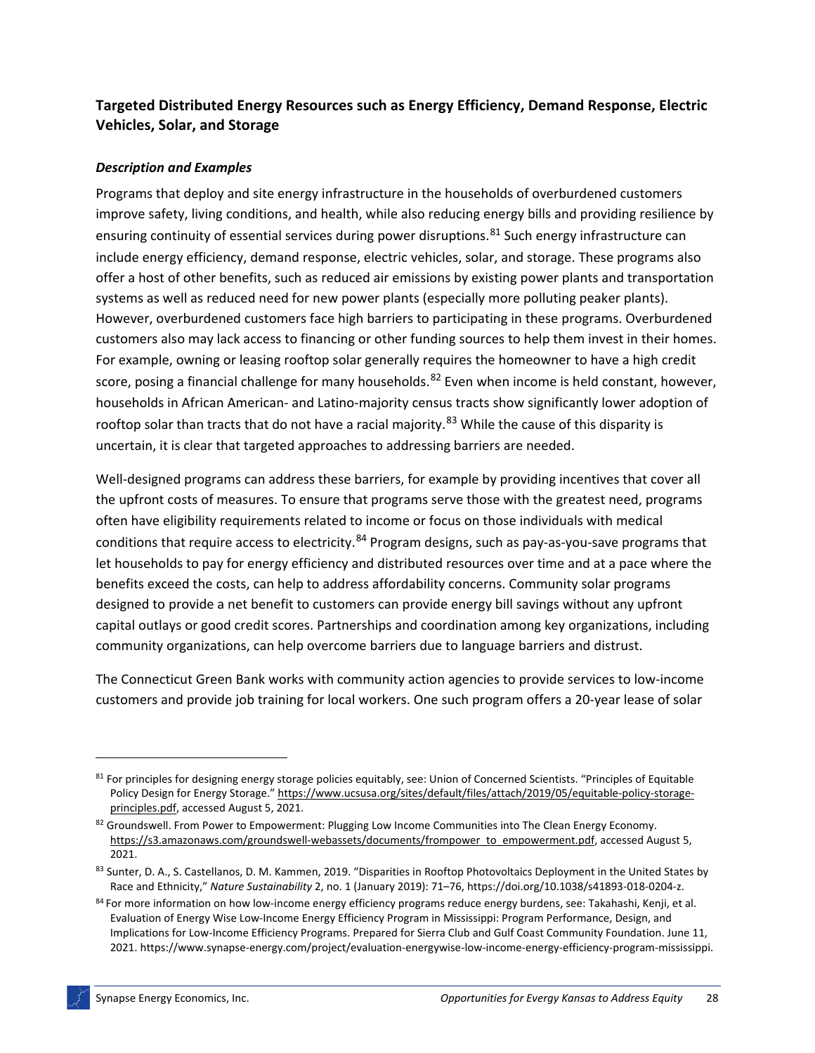### Targeted Distributed Energy Resources such as Energy Efficiency, Demand Response, Electric Vehicles, Solar, and Storage

#### *Description and Examples*

Programs that deploy and site energy infrastructure in the households of overburdened customers improve safety, living conditions, and health, while also reducing energy bills and providing resilience by ensuring continuity of essential services during power disruptions.[81] Such energy infrastructure can include energy efficiency, demand response, electric vehicles, solar, and storage. These programs also offer a host of other benefits, such as reduced air emissions by existing power plants and transportation systems as well as reduced need for new power plants (especially more polluting peaker plants). However, overburdened customers face high barriers to participating in these programs. Overburdened customers also may lack access to financing or other funding sources to help them invest in their homes. For example, owning or leasing rooftop solar generally requires the homeowner to have a high credit score, posing a financial challenge for many households.[82] Even when income is held constant, however, households in African American- and Latino-majority census tracts show significantly lower adoption of rooftop solar than tracts that do not have a racial majority.[83] While the cause of this disparity is uncertain, it is clear that targeted approaches to addressing barriers are needed.

Well-designed programs can address these barriers, for example by providing incentives that cover all the upfront costs of measures. To ensure that programs serve those with the greatest need, programs often have eligibility requirements related to income or focus on those individuals with medical conditions that require access to electricity.[84] Program designs, such as pay-as-you-save programs that let households to pay for energy efficiency and distributed resources over time and at a pace where the benefits exceed the costs, can help to address affordability concerns. Community solar programs designed to provide a net benefit to customers can provide energy bill savings without any upfront capital outlays or good credit scores. Partnerships and coordination among key organizations, including community organizations, can help overcome barriers due to language barriers and distrust.

The Connecticut Green Bank works with community action agencies to provide services to low-income customers and provide job training for local workers. One such program offers a 20-year lease of solar

---

[81] For principles for designing energy storage policies equitably, see: Union of Concerned Scientists. "Principles of Equitable Policy Design for Energy Storage." https://www.ucsusa.org/sites/default/files/attach/2019/05/equitable-policy-storage-principles.pdf, accessed August 5, 2021.

[82] Groundswell. From Power to Empowerment: Plugging Low Income Communities into The Clean Energy Economy. https://s3.amazonaws.com/groundswell-webassets/documents/frompower_to_empowerment.pdf, accessed August 5, 2021.

[83] Sunter, D. A., S. Castellanos, D. M. Kammen, 2019. "Disparities in Rooftop Photovoltaics Deployment in the United States by Race and Ethnicity," *Nature Sustainability* 2, no. 1 (January 2019): 71–76, https://doi.org/10.1038/s41893-018-0204-z.

[84] For more information on how low-income energy efficiency programs reduce energy burdens, see: Takahashi, Kenji, et al. Evaluation of Energy Wise Low-Income Energy Efficiency Program in Mississippi: Program Performance, Design, and Implications for Low-Income Efficiency Programs. Prepared for Sierra Club and Gulf Coast Community Foundation. June 11, 2021. https://www.synapse-energy.com/project/evaluation-energywise-low-income-energy-efficiency-program-mississippi.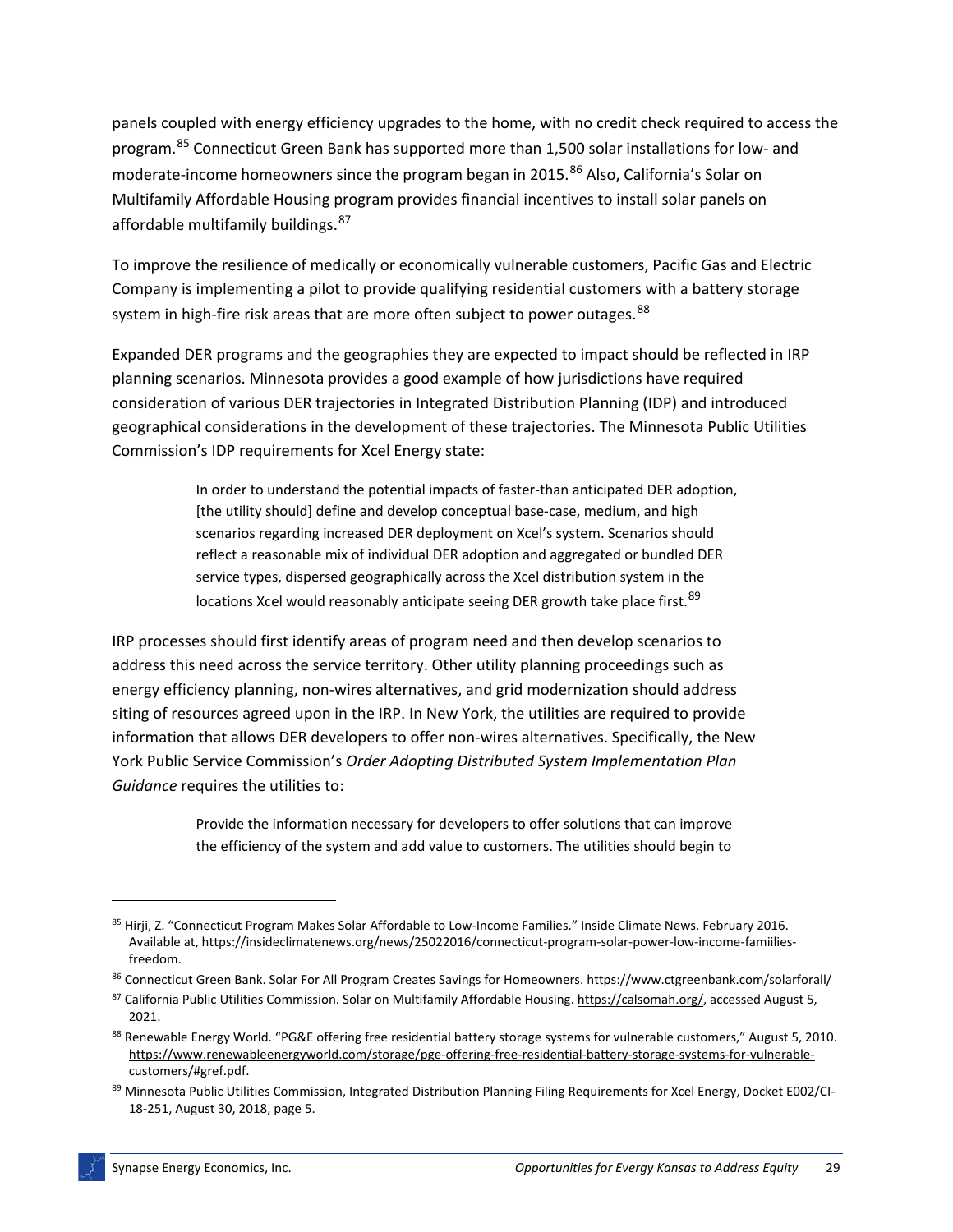panels coupled with energy efficiency upgrades to the home, with no credit check required to access the program.[85] Connecticut Green Bank has supported more than 1,500 solar installations for low- and moderate-income homeowners since the program began in 2015.[86] Also, California's Solar on Multifamily Affordable Housing program provides financial incentives to install solar panels on affordable multifamily buildings.[87]

To improve the resilience of medically or economically vulnerable customers, Pacific Gas and Electric Company is implementing a pilot to provide qualifying residential customers with a battery storage system in high-fire risk areas that are more often subject to power outages.[88]

Expanded DER programs and the geographies they are expected to impact should be reflected in IRP planning scenarios. Minnesota provides a good example of how jurisdictions have required consideration of various DER trajectories in Integrated Distribution Planning (IDP) and introduced geographical considerations in the development of these trajectories. The Minnesota Public Utilities Commission's IDP requirements for Xcel Energy state:

> In order to understand the potential impacts of faster-than anticipated DER adoption, [the utility should] define and develop conceptual base-case, medium, and high scenarios regarding increased DER deployment on Xcel's system. Scenarios should reflect a reasonable mix of individual DER adoption and aggregated or bundled DER service types, dispersed geographically across the Xcel distribution system in the locations Xcel would reasonably anticipate seeing DER growth take place first.[89]

IRP processes should first identify areas of program need and then develop scenarios to address this need across the service territory. Other utility planning proceedings such as energy efficiency planning, non-wires alternatives, and grid modernization should address siting of resources agreed upon in the IRP. In New York, the utilities are required to provide information that allows DER developers to offer non-wires alternatives. Specifically, the New York Public Service Commission's *Order Adopting Distributed System Implementation Plan Guidance* requires the utilities to:

> Provide the information necessary for developers to offer solutions that can improve the efficiency of the system and add value to customers. The utilities should begin to

---

[85] Hirji, Z. "Connecticut Program Makes Solar Affordable to Low-Income Families." Inside Climate News. February 2016. Available at, https://insideclimatenews.org/news/25022016/connecticut-program-solar-power-low-income-famiilies-freedom.

[86] Connecticut Green Bank. Solar For All Program Creates Savings for Homeowners. https://www.ctgreenbank.com/solarforall/

[87] California Public Utilities Commission. Solar on Multifamily Affordable Housing. https://calsomah.org/, accessed August 5, 2021.

[88] Renewable Energy World. "PG&E offering free residential battery storage systems for vulnerable customers," August 5, 2010. https://www.renewableenergyworld.com/storage/pge-offering-free-residential-battery-storage-systems-for-vulnerable-customers/#gref.pdf.

[89] Minnesota Public Utilities Commission, Integrated Distribution Planning Filing Requirements for Xcel Energy, Docket E002/CI-18-251, August 30, 2018, page 5.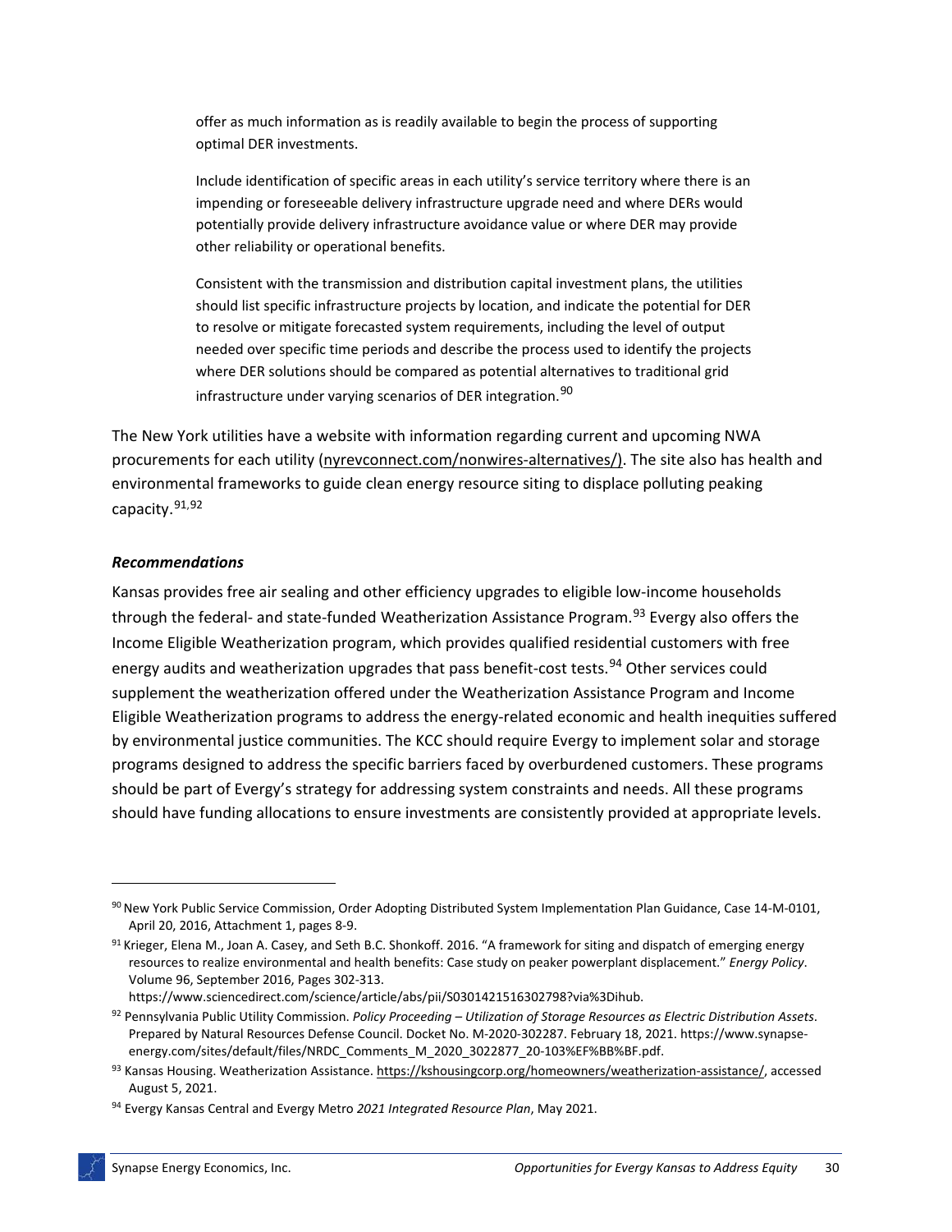> offer as much information as is readily available to begin the process of supporting optimal DER investments.
>
> Include identification of specific areas in each utility's service territory where there is an impending or foreseeable delivery infrastructure upgrade need and where DERs would potentially provide delivery infrastructure avoidance value or where DER may provide other reliability or operational benefits.
>
> Consistent with the transmission and distribution capital investment plans, the utilities should list specific infrastructure projects by location, and indicate the potential for DER to resolve or mitigate forecasted system requirements, including the level of output needed over specific time periods and describe the process used to identify the projects where DER solutions should be compared as potential alternatives to traditional grid infrastructure under varying scenarios of DER integration.[90]

The New York utilities have a website with information regarding current and upcoming NWA procurements for each utility (nyrevconnect.com/nonwires-alternatives/). The site also has health and environmental frameworks to guide clean energy resource siting to displace polluting peaking capacity.[91,92]

### *Recommendations*

Kansas provides free air sealing and other efficiency upgrades to eligible low-income households through the federal- and state-funded Weatherization Assistance Program.[93] Evergy also offers the Income Eligible Weatherization program, which provides qualified residential customers with free energy audits and weatherization upgrades that pass benefit-cost tests.[94] Other services could supplement the weatherization offered under the Weatherization Assistance Program and Income Eligible Weatherization programs to address the energy-related economic and health inequities suffered by environmental justice communities. The KCC should require Evergy to implement solar and storage programs designed to address the specific barriers faced by overburdened customers. These programs should be part of Evergy's strategy for addressing system constraints and needs. All these programs should have funding allocations to ensure investments are consistently provided at appropriate levels.

---

[90] New York Public Service Commission, Order Adopting Distributed System Implementation Plan Guidance, Case 14-M-0101, April 20, 2016, Attachment 1, pages 8-9.

[91] Krieger, Elena M., Joan A. Casey, and Seth B.C. Shonkoff. 2016. "A framework for siting and dispatch of emerging energy resources to realize environmental and health benefits: Case study on peaker powerplant displacement." *Energy Policy*. Volume 96, September 2016, Pages 302-313. https://www.sciencedirect.com/science/article/abs/pii/S0301421516302798?via%3Dihub.

[92] Pennsylvania Public Utility Commission. *Policy Proceeding – Utilization of Storage Resources as Electric Distribution Assets*. Prepared by Natural Resources Defense Council. Docket No. M-2020-302287. February 18, 2021. https://www.synapse-energy.com/sites/default/files/NRDC_Comments_M_2020_3022877_20-103%EF%BB%BF.pdf.

[93] Kansas Housing. Weatherization Assistance. https://kshousingcorp.org/homeowners/weatherization-assistance/, accessed August 5, 2021.

[94] Evergy Kansas Central and Evergy Metro *2021 Integrated Resource Plan*, May 2021.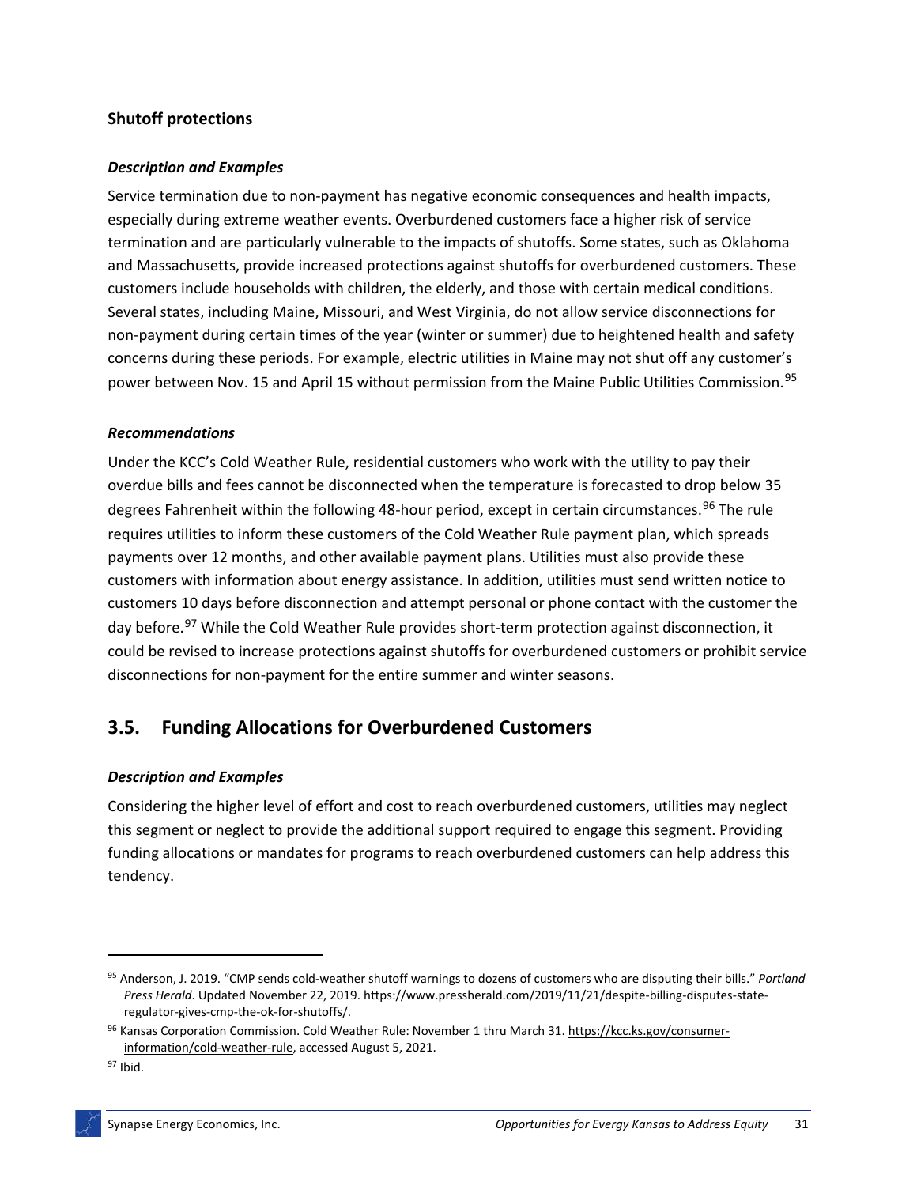### Shutoff protections

#### *Description and Examples*

Service termination due to non-payment has negative economic consequences and health impacts, especially during extreme weather events. Overburdened customers face a higher risk of service termination and are particularly vulnerable to the impacts of shutoffs. Some states, such as Oklahoma and Massachusetts, provide increased protections against shutoffs for overburdened customers. These customers include households with children, the elderly, and those with certain medical conditions. Several states, including Maine, Missouri, and West Virginia, do not allow service disconnections for non-payment during certain times of the year (winter or summer) due to heightened health and safety concerns during these periods. For example, electric utilities in Maine may not shut off any customer's power between Nov. 15 and April 15 without permission from the Maine Public Utilities Commission.[95]

#### *Recommendations*

Under the KCC's Cold Weather Rule, residential customers who work with the utility to pay their overdue bills and fees cannot be disconnected when the temperature is forecasted to drop below 35 degrees Fahrenheit within the following 48-hour period, except in certain circumstances.[96] The rule requires utilities to inform these customers of the Cold Weather Rule payment plan, which spreads payments over 12 months, and other available payment plans. Utilities must also provide these customers with information about energy assistance. In addition, utilities must send written notice to customers 10 days before disconnection and attempt personal or phone contact with the customer the day before.[97] While the Cold Weather Rule provides short-term protection against disconnection, it could be revised to increase protections against shutoffs for overburdened customers or prohibit service disconnections for non-payment for the entire summer and winter seasons.

## 3.5. Funding Allocations for Overburdened Customers

#### *Description and Examples*

Considering the higher level of effort and cost to reach overburdened customers, utilities may neglect this segment or neglect to provide the additional support required to engage this segment. Providing funding allocations or mandates for programs to reach overburdened customers can help address this tendency.

---

[95] Anderson, J. 2019. "CMP sends cold-weather shutoff warnings to dozens of customers who are disputing their bills." *Portland Press Herald*. Updated November 22, 2019. https://www.pressherald.com/2019/11/21/despite-billing-disputes-state-regulator-gives-cmp-the-ok-for-shutoffs/.

[96] Kansas Corporation Commission. Cold Weather Rule: November 1 thru March 31. https://kcc.ks.gov/consumer-information/cold-weather-rule, accessed August 5, 2021.

[97] Ibid.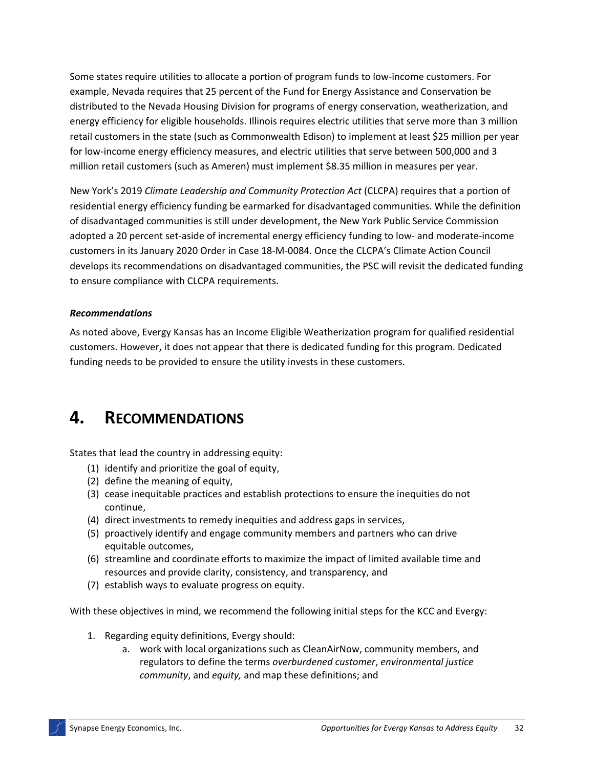Some states require utilities to allocate a portion of program funds to low-income customers. For example, Nevada requires that 25 percent of the Fund for Energy Assistance and Conservation be distributed to the Nevada Housing Division for programs of energy conservation, weatherization, and energy efficiency for eligible households. Illinois requires electric utilities that serve more than 3 million retail customers in the state (such as Commonwealth Edison) to implement at least $25 million per year for low-income energy efficiency measures, and electric utilities that serve between 500,000 and 3 million retail customers (such as Ameren) must implement $8.35 million in measures per year.

New York's 2019 *Climate Leadership and Community Protection Act* (CLCPA) requires that a portion of residential energy efficiency funding be earmarked for disadvantaged communities. While the definition of disadvantaged communities is still under development, the New York Public Service Commission adopted a 20 percent set-aside of incremental energy efficiency funding to low- and moderate-income customers in its January 2020 Order in Case 18-M-0084. Once the CLCPA's Climate Action Council develops its recommendations on disadvantaged communities, the PSC will revisit the dedicated funding to ensure compliance with CLCPA requirements.

***Recommendations***

As noted above, Evergy Kansas has an Income Eligible Weatherization program for qualified residential customers. However, it does not appear that there is dedicated funding for this program. Dedicated funding needs to be provided to ensure the utility invests in these customers.

# 4. RECOMMENDATIONS

States that lead the country in addressing equity:

(1) identify and prioritize the goal of equity,
(2) define the meaning of equity,
(3) cease inequitable practices and establish protections to ensure the inequities do not continue,
(4) direct investments to remedy inequities and address gaps in services,
(5) proactively identify and engage community members and partners who can drive equitable outcomes,
(6) streamline and coordinate efforts to maximize the impact of limited available time and resources and provide clarity, consistency, and transparency, and
(7) establish ways to evaluate progress on equity.

With these objectives in mind, we recommend the following initial steps for the KCC and Evergy:

1. Regarding equity definitions, Evergy should:
    a. work with local organizations such as CleanAirNow, community members, and regulators to define the terms *overburdened customer*, *environmental justice community*, and *equity,* and map these definitions; and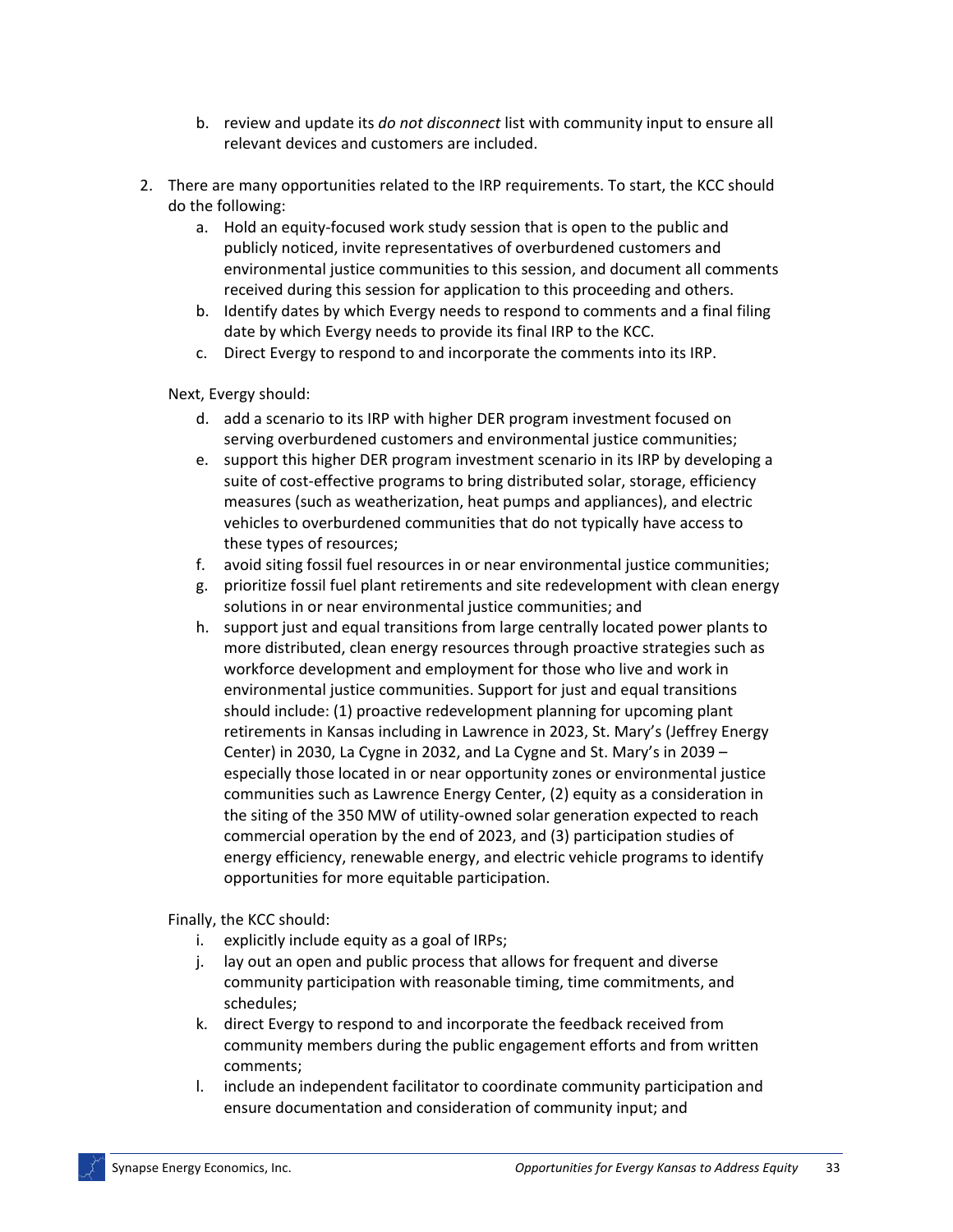b. review and update its *do not disconnect* list with community input to ensure all relevant devices and customers are included.

2. There are many opportunities related to the IRP requirements. To start, the KCC should do the following:
   a. Hold an equity-focused work study session that is open to the public and publicly noticed, invite representatives of overburdened customers and environmental justice communities to this session, and document all comments received during this session for application to this proceeding and others.
   b. Identify dates by which Evergy needs to respond to comments and a final filing date by which Evergy needs to provide its final IRP to the KCC.
   c. Direct Evergy to respond to and incorporate the comments into its IRP.

   Next, Evergy should:
   
   d. add a scenario to its IRP with higher DER program investment focused on serving overburdened customers and environmental justice communities;
   e. support this higher DER program investment scenario in its IRP by developing a suite of cost-effective programs to bring distributed solar, storage, efficiency measures (such as weatherization, heat pumps and appliances), and electric vehicles to overburdened communities that do not typically have access to these types of resources;
   f. avoid siting fossil fuel resources in or near environmental justice communities;
   g. prioritize fossil fuel plant retirements and site redevelopment with clean energy solutions in or near environmental justice communities; and
   h. support just and equal transitions from large centrally located power plants to more distributed, clean energy resources through proactive strategies such as workforce development and employment for those who live and work in environmental justice communities. Support for just and equal transitions should include: (1) proactive redevelopment planning for upcoming plant retirements in Kansas including in Lawrence in 2023, St. Mary's (Jeffrey Energy Center) in 2030, La Cygne in 2032, and La Cygne and St. Mary's in 2039 – especially those located in or near opportunity zones or environmental justice communities such as Lawrence Energy Center, (2) equity as a consideration in the siting of the 350 MW of utility-owned solar generation expected to reach commercial operation by the end of 2023, and (3) participation studies of energy efficiency, renewable energy, and electric vehicle programs to identify opportunities for more equitable participation.

   Finally, the KCC should:
   
   i. explicitly include equity as a goal of IRPs;
   j. lay out an open and public process that allows for frequent and diverse community participation with reasonable timing, time commitments, and schedules;
   k. direct Evergy to respond to and incorporate the feedback received from community members during the public engagement efforts and from written comments;
   l. include an independent facilitator to coordinate community participation and ensure documentation and consideration of community input; and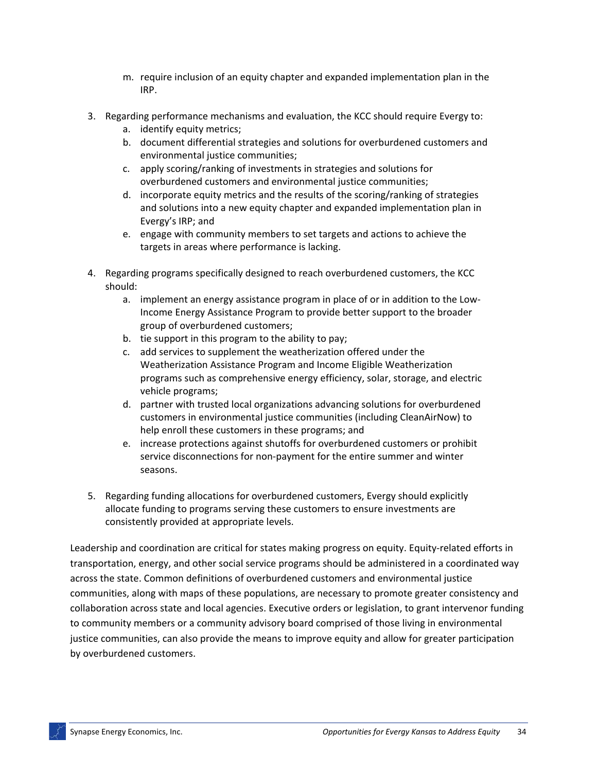m. require inclusion of an equity chapter and expanded implementation plan in the IRP.

3. Regarding performance mechanisms and evaluation, the KCC should require Evergy to:
   a. identify equity metrics;
   b. document differential strategies and solutions for overburdened customers and environmental justice communities;
   c. apply scoring/ranking of investments in strategies and solutions for overburdened customers and environmental justice communities;
   d. incorporate equity metrics and the results of the scoring/ranking of strategies and solutions into a new equity chapter and expanded implementation plan in Evergy's IRP; and
   e. engage with community members to set targets and actions to achieve the targets in areas where performance is lacking.

4. Regarding programs specifically designed to reach overburdened customers, the KCC should:
   a. implement an energy assistance program in place of or in addition to the Low-Income Energy Assistance Program to provide better support to the broader group of overburdened customers;
   b. tie support in this program to the ability to pay;
   c. add services to supplement the weatherization offered under the Weatherization Assistance Program and Income Eligible Weatherization programs such as comprehensive energy efficiency, solar, storage, and electric vehicle programs;
   d. partner with trusted local organizations advancing solutions for overburdened customers in environmental justice communities (including CleanAirNow) to help enroll these customers in these programs; and
   e. increase protections against shutoffs for overburdened customers or prohibit service disconnections for non-payment for the entire summer and winter seasons.

5. Regarding funding allocations for overburdened customers, Evergy should explicitly allocate funding to programs serving these customers to ensure investments are consistently provided at appropriate levels.

Leadership and coordination are critical for states making progress on equity. Equity-related efforts in transportation, energy, and other social service programs should be administered in a coordinated way across the state. Common definitions of overburdened customers and environmental justice communities, along with maps of these populations, are necessary to promote greater consistency and collaboration across state and local agencies. Executive orders or legislation, to grant intervenor funding to community members or a community advisory board comprised of those living in environmental justice communities, can also provide the means to improve equity and allow for greater participation by overburdened customers.